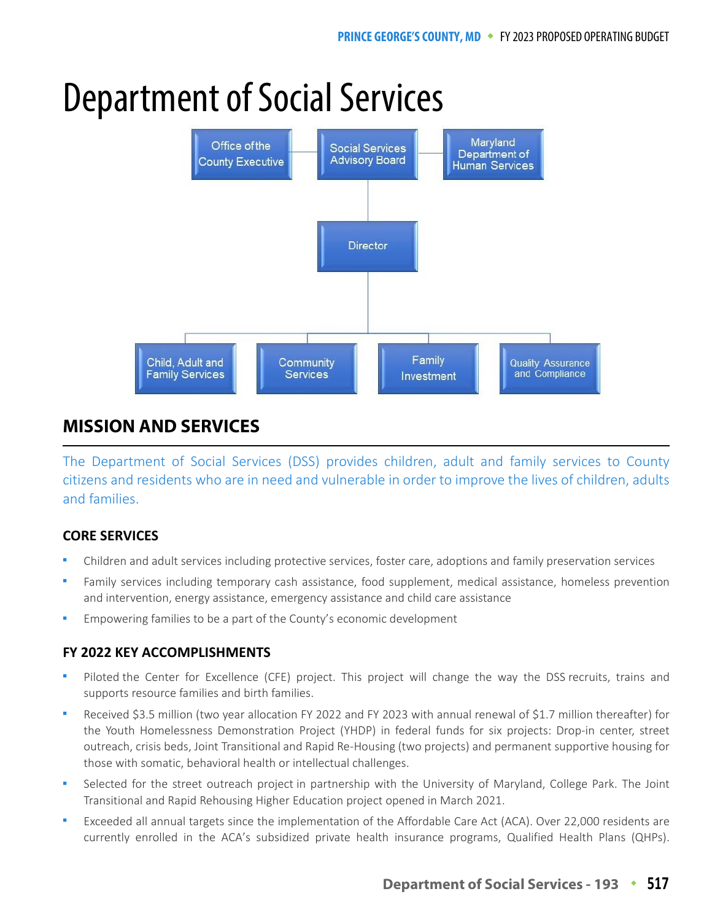# Department of Social Services

Office of the County Executive | Social Services Advisory Board | Maryland Department of Human Services

Director

Child, Adult and Family Services | Community Services | Family Investment | Quality Assurance and Compliance

## MISSION AND SERVICES

The Department of Social Services (DSS) provides children, adult and family services to County citizens and residents who are in need and vulnerable in order to improve the lives of children, adults and families.

### CORE SERVICES

- Children and adult services including protective services, foster care, adoptions and family preservation services
- Family services including temporary cash assistance, food supplement, medical assistance, homeless prevention and intervention, energy assistance, emergency assistance and child care assistance
- Empowering families to be a part of the County's economic development

### FY 2022 KEY ACCOMPLISHMENTS

- Piloted the Center for Excellence (CFE) project. This project will change the way the DSS recruits, trains and supports resource families and birth families.
- Received $3.5 million (two year allocation FY 2022 and FY 2023 with annual renewal of $1.7 million thereafter) for the Youth Homelessness Demonstration Project (YHDP) in federal funds for six projects: Drop-in center, street outreach, crisis beds, Joint Transitional and Rapid Re-Housing (two projects) and permanent supportive housing for those with somatic, behavioral health or intellectual challenges.
- Selected for the street outreach project in partnership with the University of Maryland, College Park. The Joint Transitional and Rapid Rehousing Higher Education project opened in March 2021.
- Exceeded all annual targets since the implementation of the Affordable Care Act (ACA). Over 22,000 residents are currently enrolled in the ACA's subsidized private health insurance programs, Qualified Health Plans (QHPs).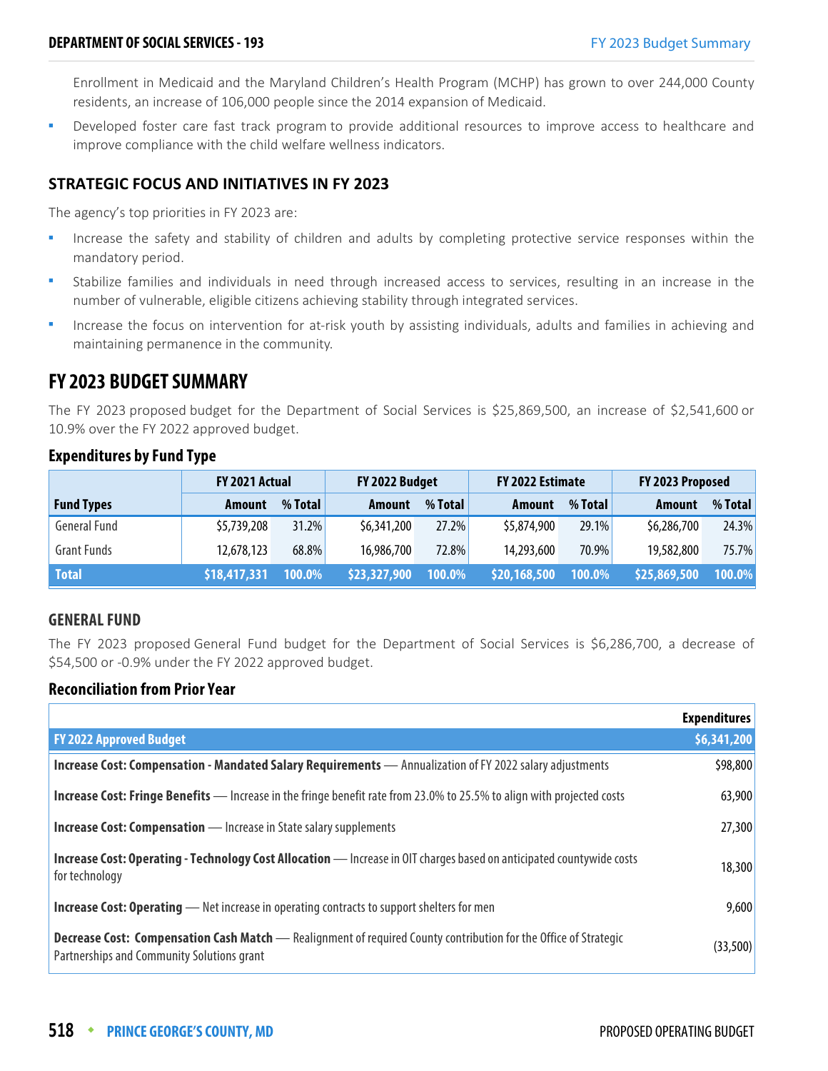Enrollment in Medicaid and the Maryland Children's Health Program (MCHP) has grown to over 244,000 County residents, an increase of 106,000 people since the 2014 expansion of Medicaid.

- Developed foster care fast track program to provide additional resources to improve access to healthcare and improve compliance with the child welfare wellness indicators.

### STRATEGIC FOCUS AND INITIATIVES IN FY 2023

The agency's top priorities in FY 2023 are:

- Increase the safety and stability of children and adults by completing protective service responses within the mandatory period.
- Stabilize families and individuals in need through increased access to services, resulting in an increase in the number of vulnerable, eligible citizens achieving stability through integrated services.
- Increase the focus on intervention for at-risk youth by assisting individuals, adults and families in achieving and maintaining permanence in the community.

## FY 2023 BUDGET SUMMARY

The FY 2023 proposed budget for the Department of Social Services is $25,869,500, an increase of $2,541,600 or 10.9% over the FY 2022 approved budget.

### Expenditures by Fund Type

| | FY 2021 Actual | | FY 2022 Budget | | FY 2022 Estimate | | FY 2023 Proposed | |
|---|---|---|---|---|---|---|---|---|
| **Fund Types** | **Amount** | **% Total** | **Amount** | **% Total** | **Amount** | **% Total** | **Amount** | **% Total** |
| General Fund | $5,739,208 | 31.2% | $6,341,200 | 27.2% | $5,874,900 | 29.1% | $6,286,700 | 24.3% |
| Grant Funds | 12,678,123 | 68.8% | 16,986,700 | 72.8% | 14,293,600 | 70.9% | 19,582,800 | 75.7% |
| **Total** | **$18,417,331** | **100.0%** | **$23,327,900** | **100.0%** | **$20,168,500** | **100.0%** | **$25,869,500** | **100.0%** |

### GENERAL FUND

The FY 2023 proposed General Fund budget for the Department of Social Services is $6,286,700, a decrease of $54,500 or -0.9% under the FY 2022 approved budget.

### Reconciliation from Prior Year

| | Expenditures |
|---|---|
| **FY 2022 Approved Budget** | **$6,341,200** |
| **Increase Cost: Compensation - Mandated Salary Requirements** — Annualization of FY 2022 salary adjustments | $98,800 |
| **Increase Cost: Fringe Benefits** — Increase in the fringe benefit rate from 23.0% to 25.5% to align with projected costs | 63,900 |
| **Increase Cost: Compensation** — Increase in State salary supplements | 27,300 |
| **Increase Cost: Operating - Technology Cost Allocation** — Increase in OIT charges based on anticipated countywide costs for technology | 18,300 |
| **Increase Cost: Operating** — Net increase in operating contracts to support shelters for men | 9,600 |
| **Decrease Cost: Compensation Cash Match** — Realignment of required County contribution for the Office of Strategic Partnerships and Community Solutions grant | (33,500) |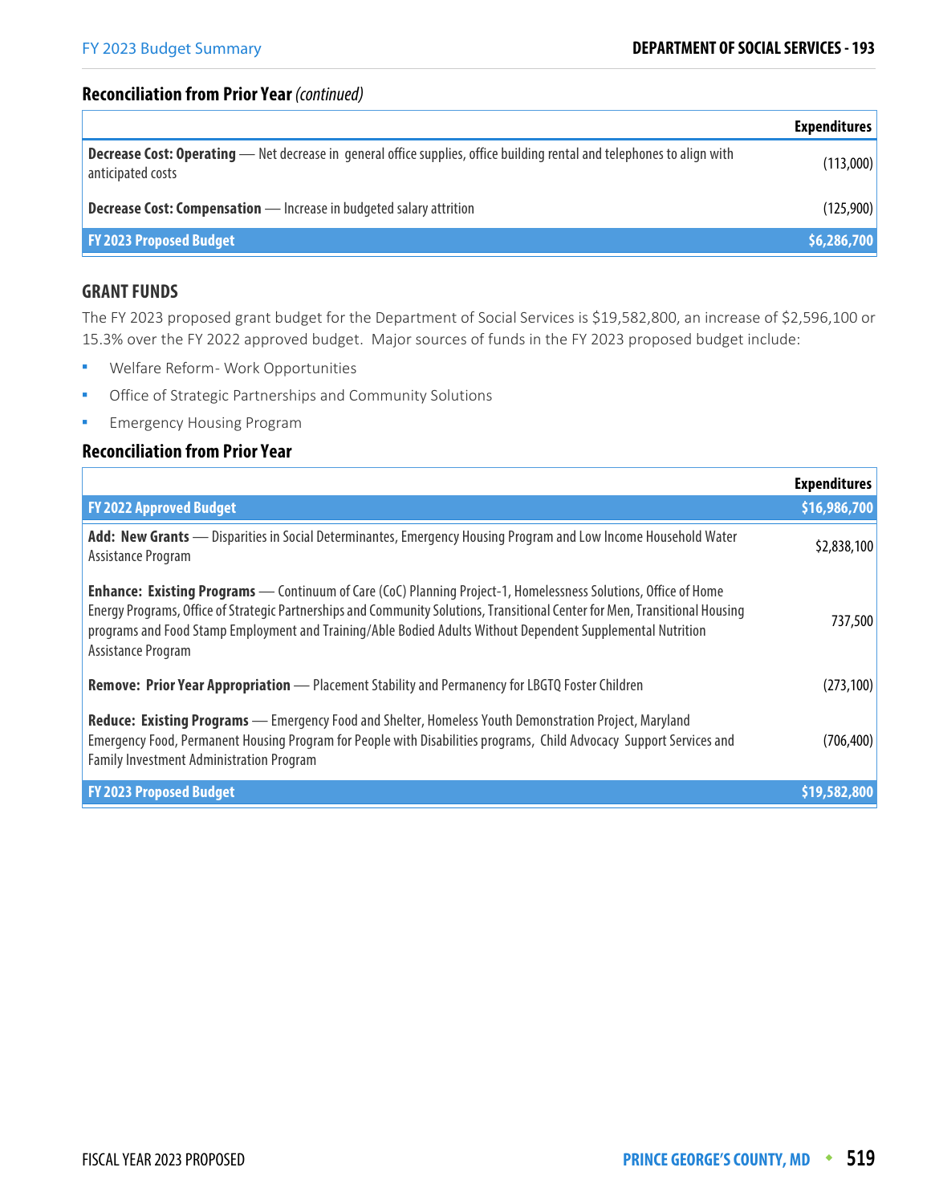## Reconciliation from Prior Year *(continued)*

| | Expenditures |
|---|---|
| **Decrease Cost: Operating** — Net decrease in general office supplies, office building rental and telephones to align with anticipated costs | (113,000) |
| **Decrease Cost: Compensation** — Increase in budgeted salary attrition | (125,900) |
| **FY 2023 Proposed Budget** | **$6,286,700** |

## GRANT FUNDS

The FY 2023 proposed grant budget for the Department of Social Services is $19,582,800, an increase of $2,596,100 or 15.3% over the FY 2022 approved budget. Major sources of funds in the FY 2023 proposed budget include:

- Welfare Reform- Work Opportunities
- Office of Strategic Partnerships and Community Solutions
- Emergency Housing Program

## Reconciliation from Prior Year

| | Expenditures |
|---|---|
| **FY 2022 Approved Budget** | **$16,986,700** |
| **Add: New Grants** — Disparities in Social Determinantes, Emergency Housing Program and Low Income Household Water Assistance Program | $2,838,100 |
| **Enhance: Existing Programs** — Continuum of Care (CoC) Planning Project-1, Homelessness Solutions, Office of Home Energy Programs, Office of Strategic Partnerships and Community Solutions, Transitional Center for Men, Transitional Housing programs and Food Stamp Employment and Training/Able Bodied Adults Without Dependent Supplemental Nutrition Assistance Program | 737,500 |
| **Remove: Prior Year Appropriation** — Placement Stability and Permanency for LBGTQ Foster Children | (273,100) |
| **Reduce: Existing Programs** — Emergency Food and Shelter, Homeless Youth Demonstration Project, Maryland Emergency Food, Permanent Housing Program for People with Disabilities programs, Child Advocacy Support Services and Family Investment Administration Program | (706,400) |
| **FY 2023 Proposed Budget** | **$19,582,800** |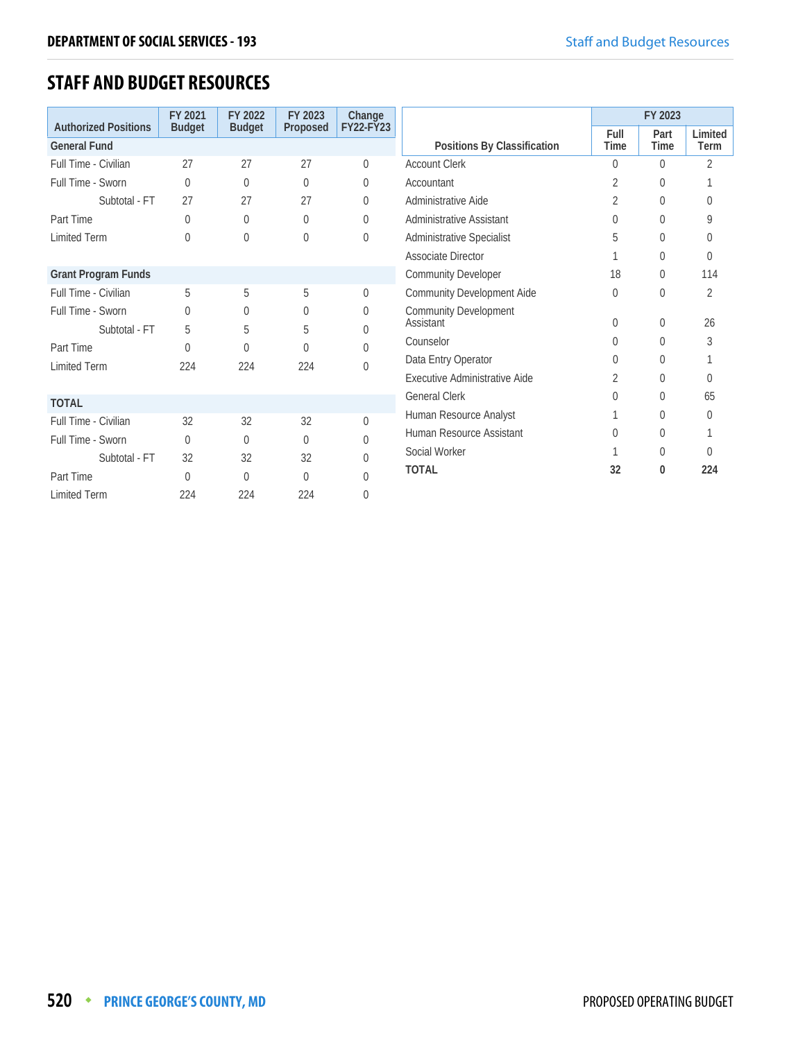## STAFF AND BUDGET RESOURCES

| Authorized Positions | FY 2021 Budget | FY 2022 Budget | FY 2023 Proposed | Change FY22-FY23 |
|---|---|---|---|---|
| **General Fund** | | | | |
| Full Time - Civilian | 27 | 27 | 27 | 0 |
| Full Time - Sworn | 0 | 0 | 0 | 0 |
| Subtotal - FT | 27 | 27 | 27 | 0 |
| Part Time | 0 | 0 | 0 | 0 |
| Limited Term | 0 | 0 | 0 | 0 |
| **Grant Program Funds** | | | | |
| Full Time - Civilian | 5 | 5 | 5 | 0 |
| Full Time - Sworn | 0 | 0 | 0 | 0 |
| Subtotal - FT | 5 | 5 | 5 | 0 |
| Part Time | 0 | 0 | 0 | 0 |
| Limited Term | 224 | 224 | 224 | 0 |
| **TOTAL** | | | | |
| Full Time - Civilian | 32 | 32 | 32 | 0 |
| Full Time - Sworn | 0 | 0 | 0 | 0 |
| Subtotal - FT | 32 | 32 | 32 | 0 |
| Part Time | 0 | 0 | 0 | 0 |
| Limited Term | 224 | 224 | 224 | 0 |

| Positions By Classification | FY 2023 | | |
|---|---|---|---|
| | Full Time | Part Time | Limited Term |
| Account Clerk | 0 | 0 | 2 |
| Accountant | 2 | 0 | 1 |
| Administrative Aide | 2 | 0 | 0 |
| Administrative Assistant | 0 | 0 | 9 |
| Administrative Specialist | 5 | 0 | 0 |
| Associate Director | 1 | 0 | 0 |
| Community Developer | 18 | 0 | 114 |
| Community Development Aide | 0 | 0 | 2 |
| Community Development Assistant | 0 | 0 | 26 |
| Counselor | 0 | 0 | 3 |
| Data Entry Operator | 0 | 0 | 1 |
| Executive Administrative Aide | 2 | 0 | 0 |
| General Clerk | 0 | 0 | 65 |
| Human Resource Analyst | 1 | 0 | 0 |
| Human Resource Assistant | 0 | 0 | 1 |
| Social Worker | 1 | 0 | 0 |
| **TOTAL** | **32** | **0** | **224** |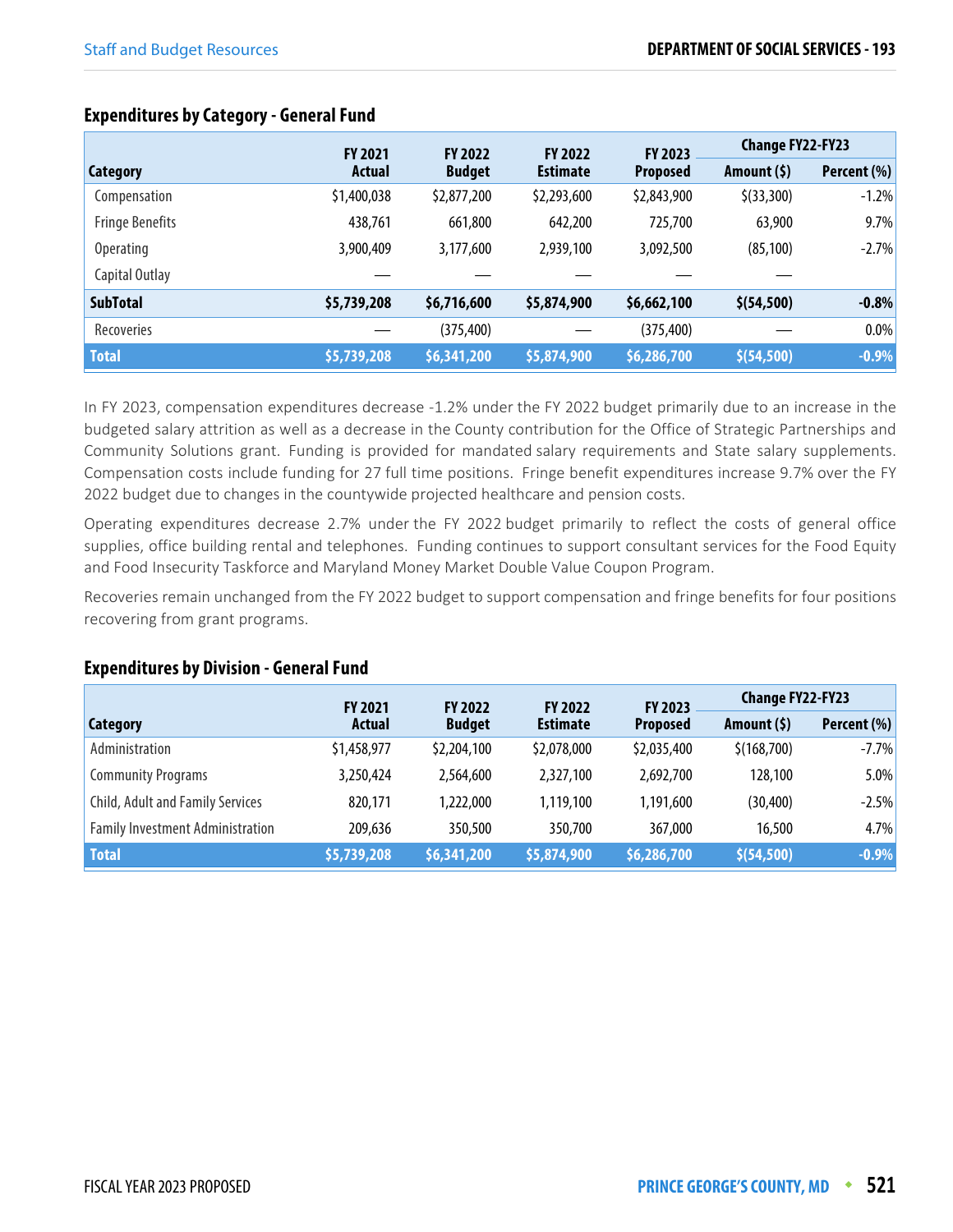### Expenditures by Category - General Fund

| Category | FY 2021 Actual | FY 2022 Budget | FY 2022 Estimate | FY 2023 Proposed | Change FY22-FY23 | |
|---|---|---|---|---|---|---|
| | | | | | Amount ($) | Percent (%) |
| Compensation | $1,400,038 | $2,877,200 | $2,293,600 | $2,843,900 | $(33,300) | -1.2% |
| Fringe Benefits | 438,761 | 661,800 | 642,200 | 725,700 | 63,900 | 9.7% |
| Operating | 3,900,409 | 3,177,600 | 2,939,100 | 3,092,500 | (85,100) | -2.7% |
| Capital Outlay | — | — | — | — | — | |
| **SubTotal** | **$5,739,208** | **$6,716,600** | **$5,874,900** | **$6,662,100** | **$(54,500)** | **-0.8%** |
| Recoveries | — | (375,400) | — | (375,400) | — | 0.0% |
| **Total** | **$5,739,208** | **$6,341,200** | **$5,874,900** | **$6,286,700** | **$(54,500)** | **-0.9%** |

In FY 2023, compensation expenditures decrease -1.2% under the FY 2022 budget primarily due to an increase in the budgeted salary attrition as well as a decrease in the County contribution for the Office of Strategic Partnerships and Community Solutions grant. Funding is provided for mandated salary requirements and State salary supplements. Compensation costs include funding for 27 full time positions. Fringe benefit expenditures increase 9.7% over the FY 2022 budget due to changes in the countywide projected healthcare and pension costs.

Operating expenditures decrease 2.7% under the FY 2022 budget primarily to reflect the costs of general office supplies, office building rental and telephones. Funding continues to support consultant services for the Food Equity and Food Insecurity Taskforce and Maryland Money Market Double Value Coupon Program.

Recoveries remain unchanged from the FY 2022 budget to support compensation and fringe benefits for four positions recovering from grant programs.

### Expenditures by Division - General Fund

| Category | FY 2021 Actual | FY 2022 Budget | FY 2022 Estimate | FY 2023 Proposed | Change FY22-FY23 | |
|---|---|---|---|---|---|---|
| | | | | | Amount ($) | Percent (%) |
| Administration | $1,458,977 | $2,204,100 | $2,078,000 | $2,035,400 | $(168,700) | -7.7% |
| Community Programs | 3,250,424 | 2,564,600 | 2,327,100 | 2,692,700 | 128,100 | 5.0% |
| Child, Adult and Family Services | 820,171 | 1,222,000 | 1,119,100 | 1,191,600 | (30,400) | -2.5% |
| Family Investment Administration | 209,636 | 350,500 | 350,700 | 367,000 | 16,500 | 4.7% |
| **Total** | **$5,739,208** | **$6,341,200** | **$5,874,900** | **$6,286,700** | **$(54,500)** | **-0.9%** |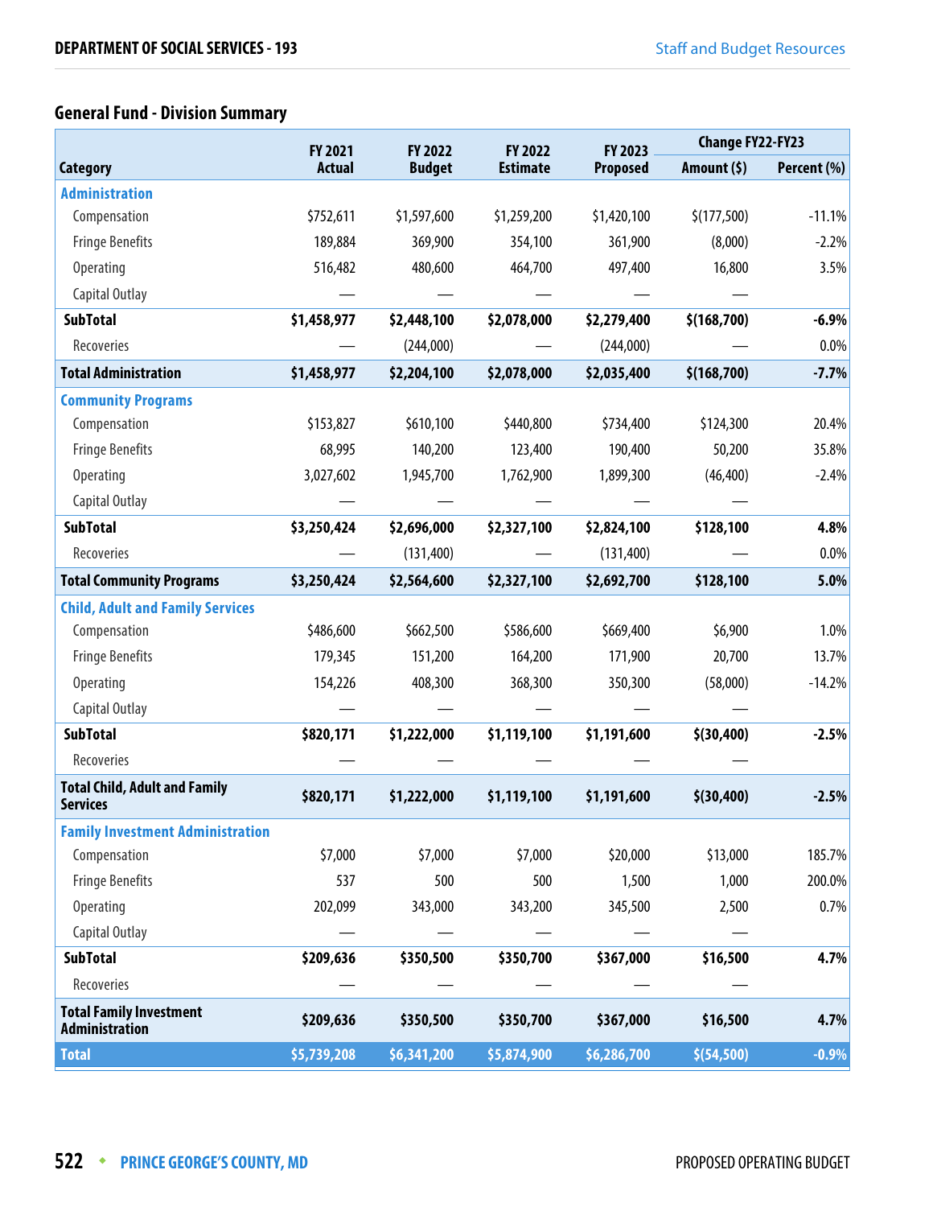## General Fund - Division Summary

| Category | FY 2021 Actual | FY 2022 Budget | FY 2022 Estimate | FY 2023 Proposed | Change FY22-FY23 | |
|---|---|---|---|---|---|---|
| | | | | | Amount ($) | Percent (%) |
| **Administration** | | | | | | |
| Compensation | $752,611 | $1,597,600 | $1,259,200 | $1,420,100 | $(177,500) | -11.1% |
| Fringe Benefits | 189,884 | 369,900 | 354,100 | 361,900 | (8,000) | -2.2% |
| Operating | 516,482 | 480,600 | 464,700 | 497,400 | 16,800 | 3.5% |
| Capital Outlay | — | — | — | — | — | |
| **SubTotal** | **$1,458,977** | **$2,448,100** | **$2,078,000** | **$2,279,400** | **$(168,700)** | **-6.9%** |
| Recoveries | — | (244,000) | — | (244,000) | — | 0.0% |
| **Total Administration** | **$1,458,977** | **$2,204,100** | **$2,078,000** | **$2,035,400** | **$(168,700)** | **-7.7%** |
| **Community Programs** | | | | | | |
| Compensation | $153,827 | $610,100 | $440,800 | $734,400 | $124,300 | 20.4% |
| Fringe Benefits | 68,995 | 140,200 | 123,400 | 190,400 | 50,200 | 35.8% |
| Operating | 3,027,602 | 1,945,700 | 1,762,900 | 1,899,300 | (46,400) | -2.4% |
| Capital Outlay | — | — | — | — | — | |
| **SubTotal** | **$3,250,424** | **$2,696,000** | **$2,327,100** | **$2,824,100** | **$128,100** | **4.8%** |
| Recoveries | — | (131,400) | — | (131,400) | — | 0.0% |
| **Total Community Programs** | **$3,250,424** | **$2,564,600** | **$2,327,100** | **$2,692,700** | **$128,100** | **5.0%** |
| **Child, Adult and Family Services** | | | | | | |
| Compensation | $486,600 | $662,500 | $586,600 | $669,400 | $6,900 | 1.0% |
| Fringe Benefits | 179,345 | 151,200 | 164,200 | 171,900 | 20,700 | 13.7% |
| Operating | 154,226 | 408,300 | 368,300 | 350,300 | (58,000) | -14.2% |
| Capital Outlay | — | — | — | — | — | |
| **SubTotal** | **$820,171** | **$1,222,000** | **$1,119,100** | **$1,191,600** | **$(30,400)** | **-2.5%** |
| Recoveries | — | — | — | — | — | |
| **Total Child, Adult and Family Services** | **$820,171** | **$1,222,000** | **$1,119,100** | **$1,191,600** | **$(30,400)** | **-2.5%** |
| **Family Investment Administration** | | | | | | |
| Compensation | $7,000 | $7,000 | $7,000 | $20,000 | $13,000 | 185.7% |
| Fringe Benefits | 537 | 500 | 500 | 1,500 | 1,000 | 200.0% |
| Operating | 202,099 | 343,000 | 343,200 | 345,500 | 2,500 | 0.7% |
| Capital Outlay | — | — | — | — | — | |
| **SubTotal** | **$209,636** | **$350,500** | **$350,700** | **$367,000** | **$16,500** | **4.7%** |
| Recoveries | — | — | — | — | — | |
| **Total Family Investment Administration** | **$209,636** | **$350,500** | **$350,700** | **$367,000** | **$16,500** | **4.7%** |
| **Total** | **$5,739,208** | **$6,341,200** | **$5,874,900** | **$6,286,700** | **$(54,500)** | **-0.9%** |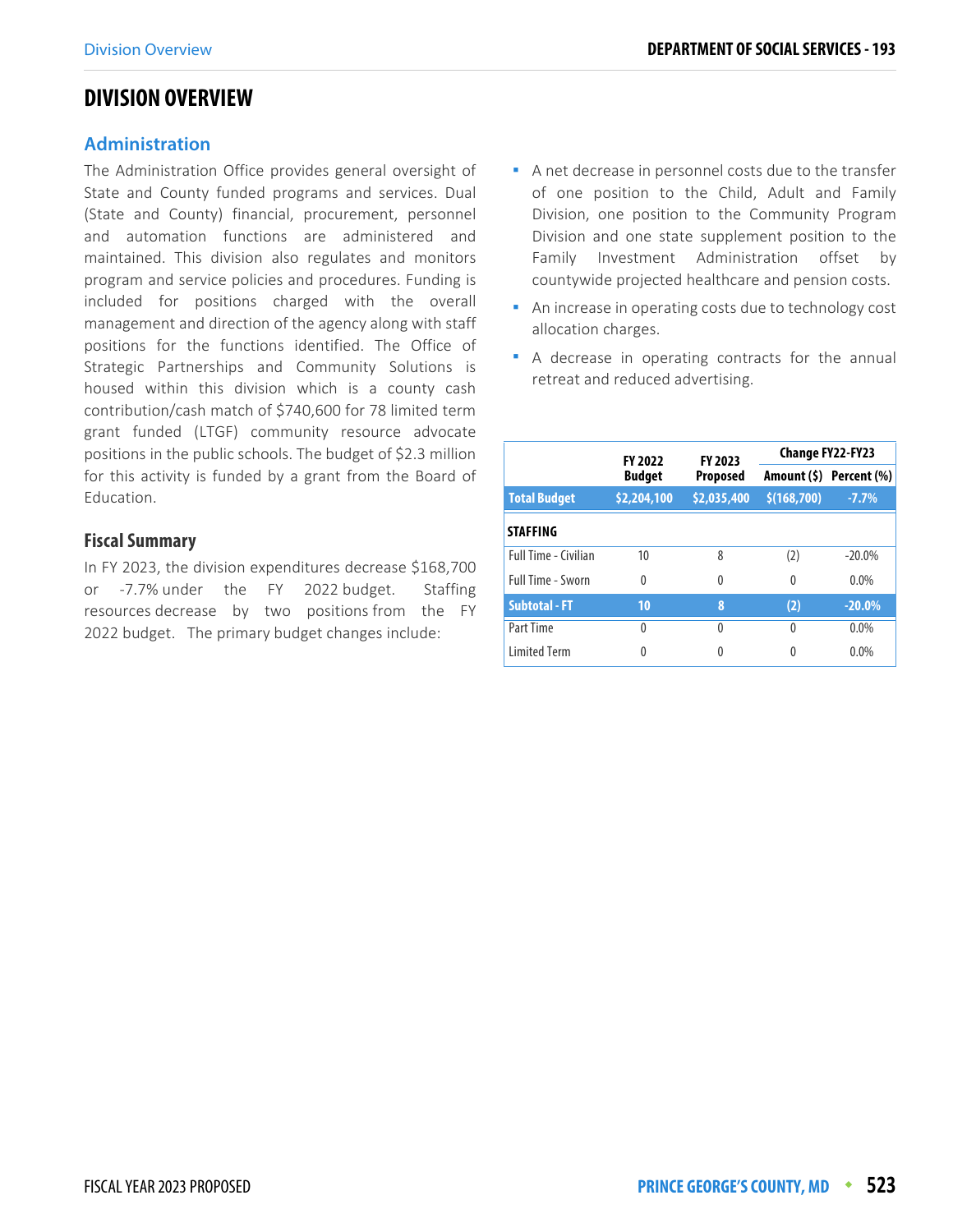# DIVISION OVERVIEW

## Administration

The Administration Office provides general oversight of State and County funded programs and services. Dual (State and County) financial, procurement, personnel and automation functions are administered and maintained. This division also regulates and monitors program and service policies and procedures. Funding is included for positions charged with the overall management and direction of the agency along with staff positions for the functions identified. The Office of Strategic Partnerships and Community Solutions is housed within this division which is a county cash contribution/cash match of $740,600 for 78 limited term grant funded (LTGF) community resource advocate positions in the public schools. The budget of $2.3 million for this activity is funded by a grant from the Board of Education.

### Fiscal Summary

In FY 2023, the division expenditures decrease $168,700 or -7.7% under the FY 2022 budget. Staffing resources decrease by two positions from the FY 2022 budget. The primary budget changes include:

- A net decrease in personnel costs due to the transfer of one position to the Child, Adult and Family Division, one position to the Community Program Division and one state supplement position to the Family Investment Administration offset by countywide projected healthcare and pension costs.
- An increase in operating costs due to technology cost allocation charges.
- A decrease in operating contracts for the annual retreat and reduced advertising.

| | FY 2022 Budget | FY 2023 Proposed | Change FY22-FY23 | |
|---|---|---|---|---|
| | | | Amount ($) | Percent (%) |
| **Total Budget** | **$2,204,100** | **$2,035,400** | **$(168,700)** | **-7.7%** |
| **STAFFING** | | | | |
| Full Time - Civilian | 10 | 8 | (2) | -20.0% |
| Full Time - Sworn | 0 | 0 | 0 | 0.0% |
| **Subtotal - FT** | **10** | **8** | **(2)** | **-20.0%** |
| Part Time | 0 | 0 | 0 | 0.0% |
| Limited Term | 0 | 0 | 0 | 0.0% |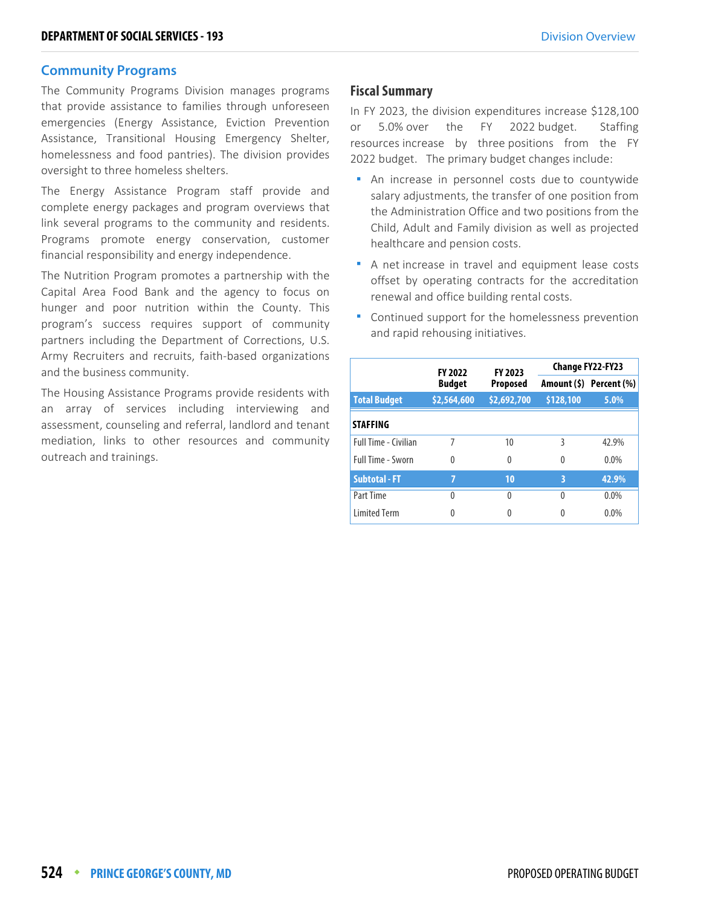## Community Programs

The Community Programs Division manages programs that provide assistance to families through unforeseen emergencies (Energy Assistance, Eviction Prevention Assistance, Transitional Housing Emergency Shelter, homelessness and food pantries). The division provides oversight to three homeless shelters.

The Energy Assistance Program staff provide and complete energy packages and program overviews that link several programs to the community and residents. Programs promote energy conservation, customer financial responsibility and energy independence.

The Nutrition Program promotes a partnership with the Capital Area Food Bank and the agency to focus on hunger and poor nutrition within the County. This program's success requires support of community partners including the Department of Corrections, U.S. Army Recruiters and recruits, faith-based organizations and the business community.

The Housing Assistance Programs provide residents with an array of services including interviewing and assessment, counseling and referral, landlord and tenant mediation, links to other resources and community outreach and trainings.

### Fiscal Summary

In FY 2023, the division expenditures increase $128,100 or 5.0% over the FY 2022 budget. Staffing resources increase by three positions from the FY 2022 budget. The primary budget changes include:

- An increase in personnel costs due to countywide salary adjustments, the transfer of one position from the Administration Office and two positions from the Child, Adult and Family division as well as projected healthcare and pension costs.
- A net increase in travel and equipment lease costs offset by operating contracts for the accreditation renewal and office building rental costs.
- Continued support for the homelessness prevention and rapid rehousing initiatives.

| | FY 2022 Budget | FY 2023 Proposed | Change FY22-FY23 | |
|---|---|---|---|---|
| | | | Amount ($) | Percent (%) |
| **Total Budget** | **$2,564,600** | **$2,692,700** | **$128,100** | **5.0%** |
| **STAFFING** | | | | |
| Full Time - Civilian | 7 | 10 | 3 | 42.9% |
| Full Time - Sworn | 0 | 0 | 0 | 0.0% |
| **Subtotal - FT** | **7** | **10** | **3** | **42.9%** |
| Part Time | 0 | 0 | 0 | 0.0% |
| Limited Term | 0 | 0 | 0 | 0.0% |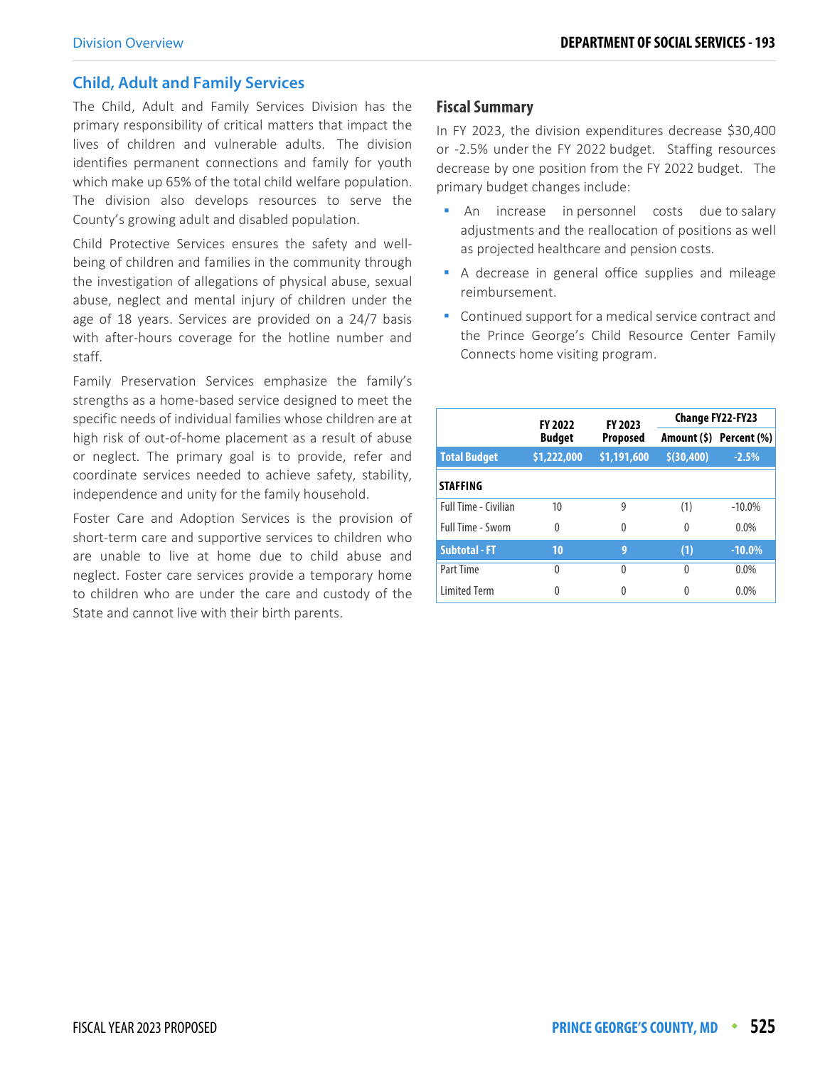## Child, Adult and Family Services

The Child, Adult and Family Services Division has the primary responsibility of critical matters that impact the lives of children and vulnerable adults. The division identifies permanent connections and family for youth which make up 65% of the total child welfare population. The division also develops resources to serve the County's growing adult and disabled population.

Child Protective Services ensures the safety and well-being of children and families in the community through the investigation of allegations of physical abuse, sexual abuse, neglect and mental injury of children under the age of 18 years. Services are provided on a 24/7 basis with after-hours coverage for the hotline number and staff.

Family Preservation Services emphasize the family's strengths as a home-based service designed to meet the specific needs of individual families whose children are at high risk of out-of-home placement as a result of abuse or neglect. The primary goal is to provide, refer and coordinate services needed to achieve safety, stability, independence and unity for the family household.

Foster Care and Adoption Services is the provision of short-term care and supportive services to children who are unable to live at home due to child abuse and neglect. Foster care services provide a temporary home to children who are under the care and custody of the State and cannot live with their birth parents.

### Fiscal Summary

In FY 2023, the division expenditures decrease $30,400 or -2.5% under the FY 2022 budget. Staffing resources decrease by one position from the FY 2022 budget. The primary budget changes include:

- An increase in personnel costs due to salary adjustments and the reallocation of positions as well as projected healthcare and pension costs.
- A decrease in general office supplies and mileage reimbursement.
- Continued support for a medical service contract and the Prince George's Child Resource Center Family Connects home visiting program.

| | FY 2022 Budget | FY 2023 Proposed | Change FY22-FY23 | |
|---|---|---|---|---|
| | | | Amount ($) | Percent (%) |
| **Total Budget** | **$1,222,000** | **$1,191,600** | **$(30,400)** | **-2.5%** |
| **STAFFING** | | | | |
| Full Time - Civilian | 10 | 9 | (1) | -10.0% |
| Full Time - Sworn | 0 | 0 | 0 | 0.0% |
| **Subtotal - FT** | **10** | **9** | **(1)** | **-10.0%** |
| Part Time | 0 | 0 | 0 | 0.0% |
| Limited Term | 0 | 0 | 0 | 0.0% |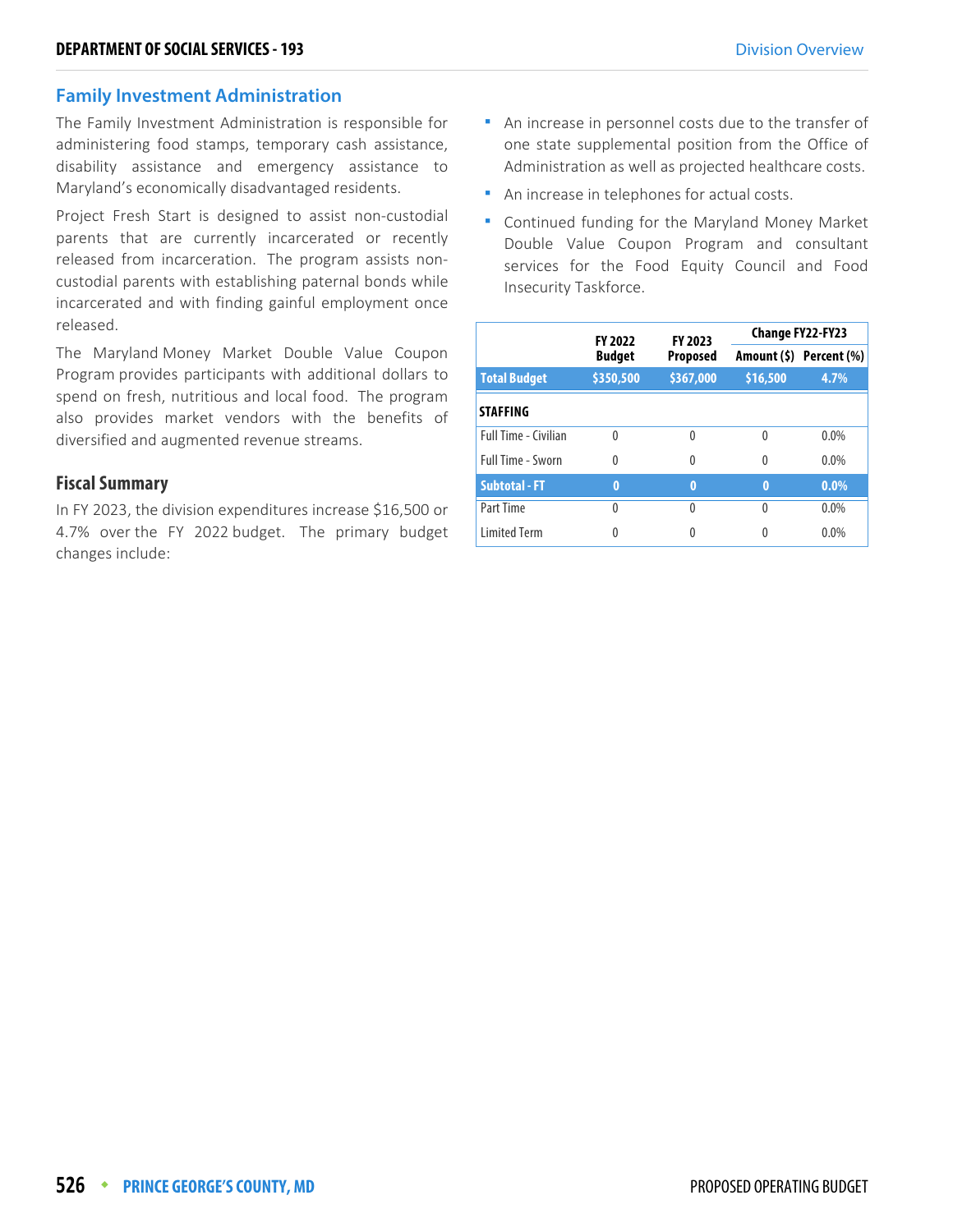## Family Investment Administration

The Family Investment Administration is responsible for administering food stamps, temporary cash assistance, disability assistance and emergency assistance to Maryland's economically disadvantaged residents.

Project Fresh Start is designed to assist non-custodial parents that are currently incarcerated or recently released from incarceration. The program assists non-custodial parents with establishing paternal bonds while incarcerated and with finding gainful employment once released.

The Maryland Money Market Double Value Coupon Program provides participants with additional dollars to spend on fresh, nutritious and local food. The program also provides market vendors with the benefits of diversified and augmented revenue streams.

### Fiscal Summary

In FY 2023, the division expenditures increase $16,500 or 4.7% over the FY 2022 budget. The primary budget changes include:

- An increase in personnel costs due to the transfer of one state supplemental position from the Office of Administration as well as projected healthcare costs.
- An increase in telephones for actual costs.
- Continued funding for the Maryland Money Market Double Value Coupon Program and consultant services for the Food Equity Council and Food Insecurity Taskforce.

| | FY 2022 Budget | FY 2023 Proposed | Change FY22-FY23 | |
|---|---|---|---|---|
| | | | Amount ($) | Percent (%) |
| **Total Budget** | **$350,500** | **$367,000** | **$16,500** | **4.7%** |
| **STAFFING** | | | | |
| Full Time - Civilian | 0 | 0 | 0 | 0.0% |
| Full Time - Sworn | 0 | 0 | 0 | 0.0% |
| **Subtotal - FT** | **0** | **0** | **0** | **0.0%** |
| Part Time | 0 | 0 | 0 | 0.0% |
| Limited Term | 0 | 0 | 0 | 0.0% |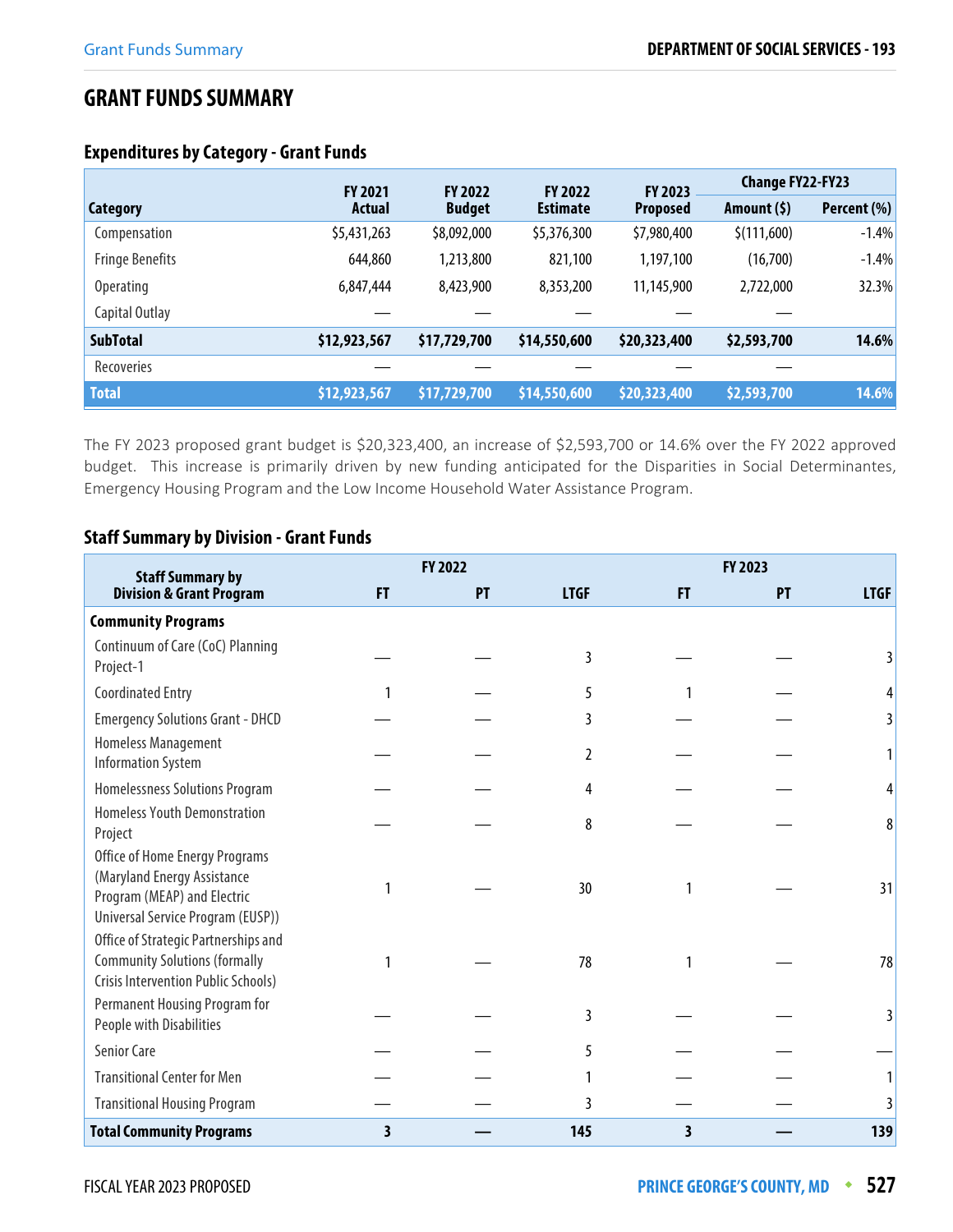# GRANT FUNDS SUMMARY

## Expenditures by Category - Grant Funds

| Category | FY 2021 Actual | FY 2022 Budget | FY 2022 Estimate | FY 2023 Proposed | Change FY22-FY23 Amount ($) | Change FY22-FY23 Percent (%) |
|---|---|---|---|---|---|---|
| Compensation | $5,431,263 | $8,092,000 | $5,376,300 | $7,980,400 | $(111,600) | -1.4% |
| Fringe Benefits | 644,860 | 1,213,800 | 821,100 | 1,197,100 | (16,700) | -1.4% |
| Operating | 6,847,444 | 8,423,900 | 8,353,200 | 11,145,900 | 2,722,000 | 32.3% |
| Capital Outlay | — | — | — | — | — | |
| **SubTotal** | **$12,923,567** | **$17,729,700** | **$14,550,600** | **$20,323,400** | **$2,593,700** | **14.6%** |
| Recoveries | — | — | — | — | — | |
| **Total** | **$12,923,567** | **$17,729,700** | **$14,550,600** | **$20,323,400** | **$2,593,700** | **14.6%** |

The FY 2023 proposed grant budget is $20,323,400, an increase of $2,593,700 or 14.6% over the FY 2022 approved budget. This increase is primarily driven by new funding anticipated for the Disparities in Social Determinantes, Emergency Housing Program and the Low Income Household Water Assistance Program.

## Staff Summary by Division - Grant Funds

| Staff Summary by Division & Grant Program | FY 2022 FT | FY 2022 PT | FY 2022 LTGF | FY 2023 FT | FY 2023 PT | FY 2023 LTGF |
|---|---|---|---|---|---|---|
| **Community Programs** | | | | | | |
| Continuum of Care (CoC) Planning Project-1 | — | — | 3 | — | — | 3 |
| Coordinated Entry | 1 | — | 5 | 1 | — | 4 |
| Emergency Solutions Grant - DHCD | — | — | 3 | — | — | 3 |
| Homeless Management Information System | — | — | 2 | — | — | 1 |
| Homelessness Solutions Program | — | — | 4 | — | — | 4 |
| Homeless Youth Demonstration Project | — | — | 8 | — | — | 8 |
| Office of Home Energy Programs (Maryland Energy Assistance Program (MEAP) and Electric Universal Service Program (EUSP)) | 1 | — | 30 | 1 | — | 31 |
| Office of Strategic Partnerships and Community Solutions (formally Crisis Intervention Public Schools) | 1 | — | 78 | 1 | — | 78 |
| Permanent Housing Program for People with Disabilities | — | — | 3 | — | — | 3 |
| Senior Care | — | — | 5 | — | — | — |
| Transitional Center for Men | — | — | 1 | — | — | 1 |
| Transitional Housing Program | — | — | 3 | — | — | 3 |
| **Total Community Programs** | **3** | **—** | **145** | **3** | **—** | **139** |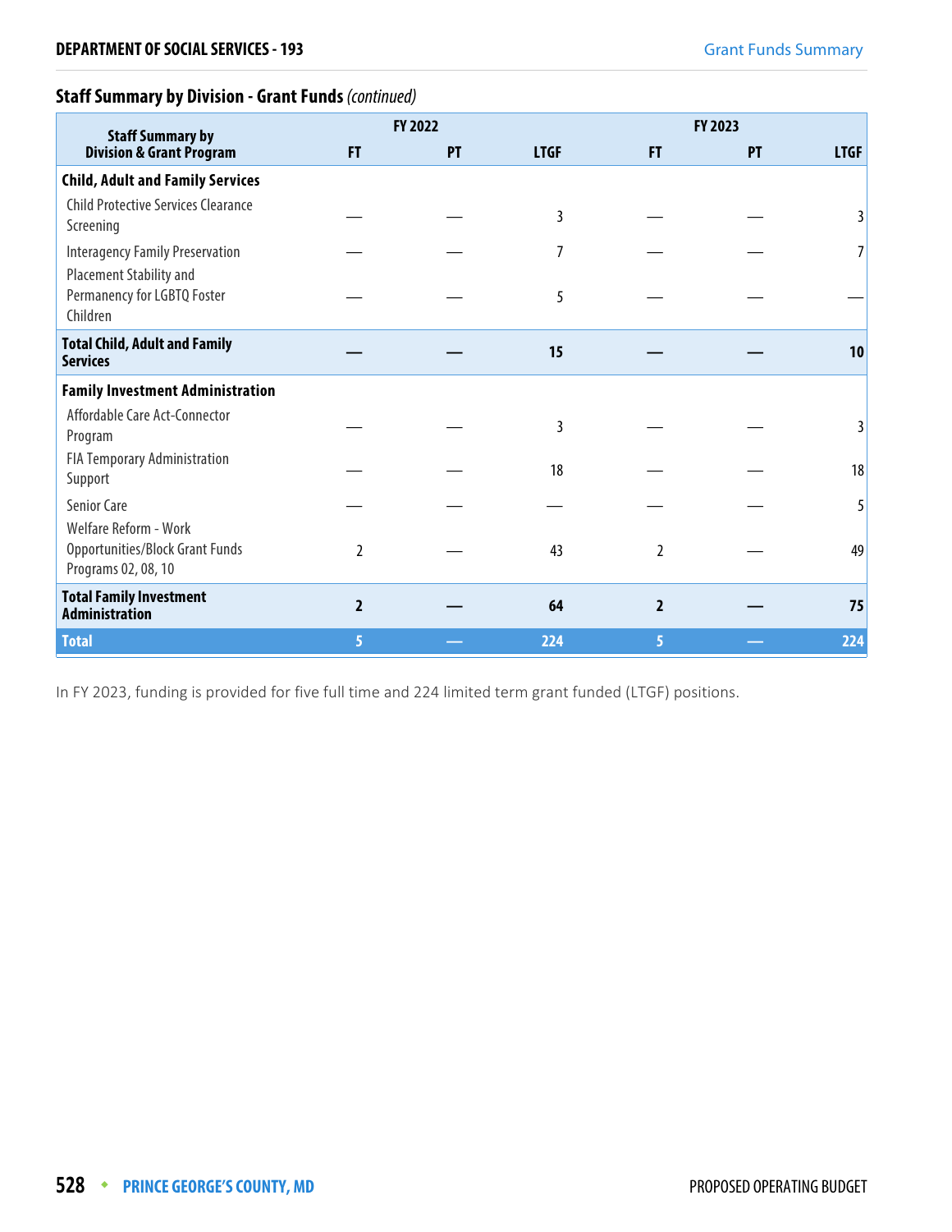## Staff Summary by Division - Grant Funds *(continued)*

| Staff Summary by Division & Grant Program | FY 2022 | | | FY 2023 | | |
|---|---|---|---|---|---|---|
| | FT | PT | LTGF | FT | PT | LTGF |
| **Child, Adult and Family Services** | | | | | | |
| Child Protective Services Clearance Screening | — | — | 3 | — | — | 3 |
| Interagency Family Preservation | — | — | 7 | — | — | 7 |
| Placement Stability and Permanency for LGBTQ Foster Children | — | — | 5 | — | — | — |
| **Total Child, Adult and Family Services** | **—** | **—** | **15** | **—** | **—** | **10** |
| **Family Investment Administration** | | | | | | |
| Affordable Care Act-Connector Program | — | — | 3 | — | — | 3 |
| FIA Temporary Administration Support | — | — | 18 | — | — | 18 |
| Senior Care | — | — | — | — | — | 5 |
| Welfare Reform - Work Opportunities/Block Grant Funds Programs 02, 08, 10 | 2 | — | 43 | 2 | — | 49 |
| **Total Family Investment Administration** | **2** | **—** | **64** | **2** | **—** | **75** |
| **Total** | **5** | **—** | **224** | **5** | **—** | **224** |

In FY 2023, funding is provided for five full time and 224 limited term grant funded (LTGF) positions.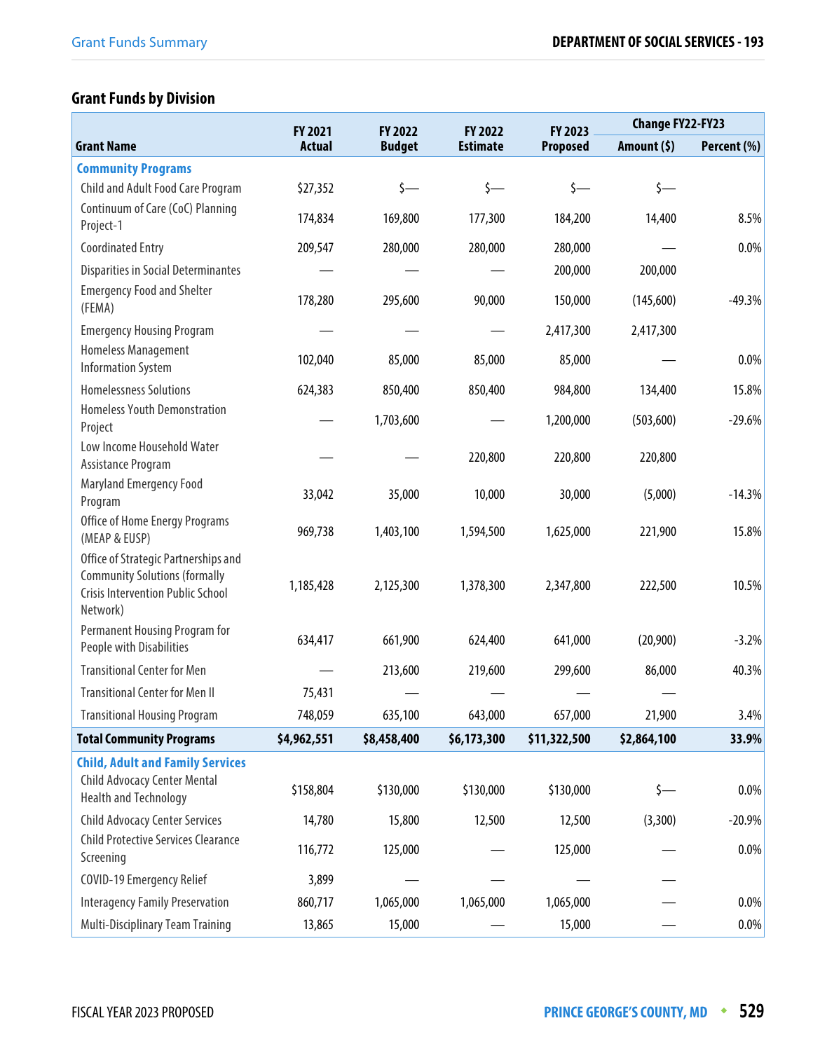## Grant Funds by Division

| Grant Name | FY 2021 Actual | FY 2022 Budget | FY 2022 Estimate | FY 2023 Proposed | Change FY22-FY23 | |
|---|---|---|---|---|---|---|
| | | | | | Amount ($) | Percent (%) |
| **Community Programs** | | | | | | |
| Child and Adult Food Care Program | $27,352 | $— | $— | $— | $— | |
| Continuum of Care (CoC) Planning Project-1 | 174,834 | 169,800 | 177,300 | 184,200 | 14,400 | 8.5% |
| Coordinated Entry | 209,547 | 280,000 | 280,000 | 280,000 | — | 0.0% |
| Disparities in Social Determinantes | — | — | — | 200,000 | 200,000 | |
| Emergency Food and Shelter (FEMA) | 178,280 | 295,600 | 90,000 | 150,000 | (145,600) | -49.3% |
| Emergency Housing Program | — | — | — | 2,417,300 | 2,417,300 | |
| Homeless Management Information System | 102,040 | 85,000 | 85,000 | 85,000 | — | 0.0% |
| Homelessness Solutions | 624,383 | 850,400 | 850,400 | 984,800 | 134,400 | 15.8% |
| Homeless Youth Demonstration Project | — | 1,703,600 | — | 1,200,000 | (503,600) | -29.6% |
| Low Income Household Water Assistance Program | — | — | 220,800 | 220,800 | 220,800 | |
| Maryland Emergency Food Program | 33,042 | 35,000 | 10,000 | 30,000 | (5,000) | -14.3% |
| Office of Home Energy Programs (MEAP & EUSP) | 969,738 | 1,403,100 | 1,594,500 | 1,625,000 | 221,900 | 15.8% |
| Office of Strategic Partnerships and Community Solutions (formally Crisis Intervention Public School Network) | 1,185,428 | 2,125,300 | 1,378,300 | 2,347,800 | 222,500 | 10.5% |
| Permanent Housing Program for People with Disabilities | 634,417 | 661,900 | 624,400 | 641,000 | (20,900) | -3.2% |
| Transitional Center for Men | — | 213,600 | 219,600 | 299,600 | 86,000 | 40.3% |
| Transitional Center for Men II | 75,431 | — | — | — | — | |
| Transitional Housing Program | 748,059 | 635,100 | 643,000 | 657,000 | 21,900 | 3.4% |
| **Total Community Programs** | **$4,962,551** | **$8,458,400** | **$6,173,300** | **$11,322,500** | **$2,864,100** | **33.9%** |
| **Child, Adult and Family Services** | | | | | | |
| Child Advocacy Center Mental Health and Technology | $158,804 | $130,000 | $130,000 | $130,000 | $— | 0.0% |
| Child Advocacy Center Services | 14,780 | 15,800 | 12,500 | 12,500 | (3,300) | -20.9% |
| Child Protective Services Clearance Screening | 116,772 | 125,000 | — | 125,000 | — | 0.0% |
| COVID-19 Emergency Relief | 3,899 | — | — | — | — | |
| Interagency Family Preservation | 860,717 | 1,065,000 | 1,065,000 | 1,065,000 | — | 0.0% |
| Multi-Disciplinary Team Training | 13,865 | 15,000 | — | 15,000 | — | 0.0% |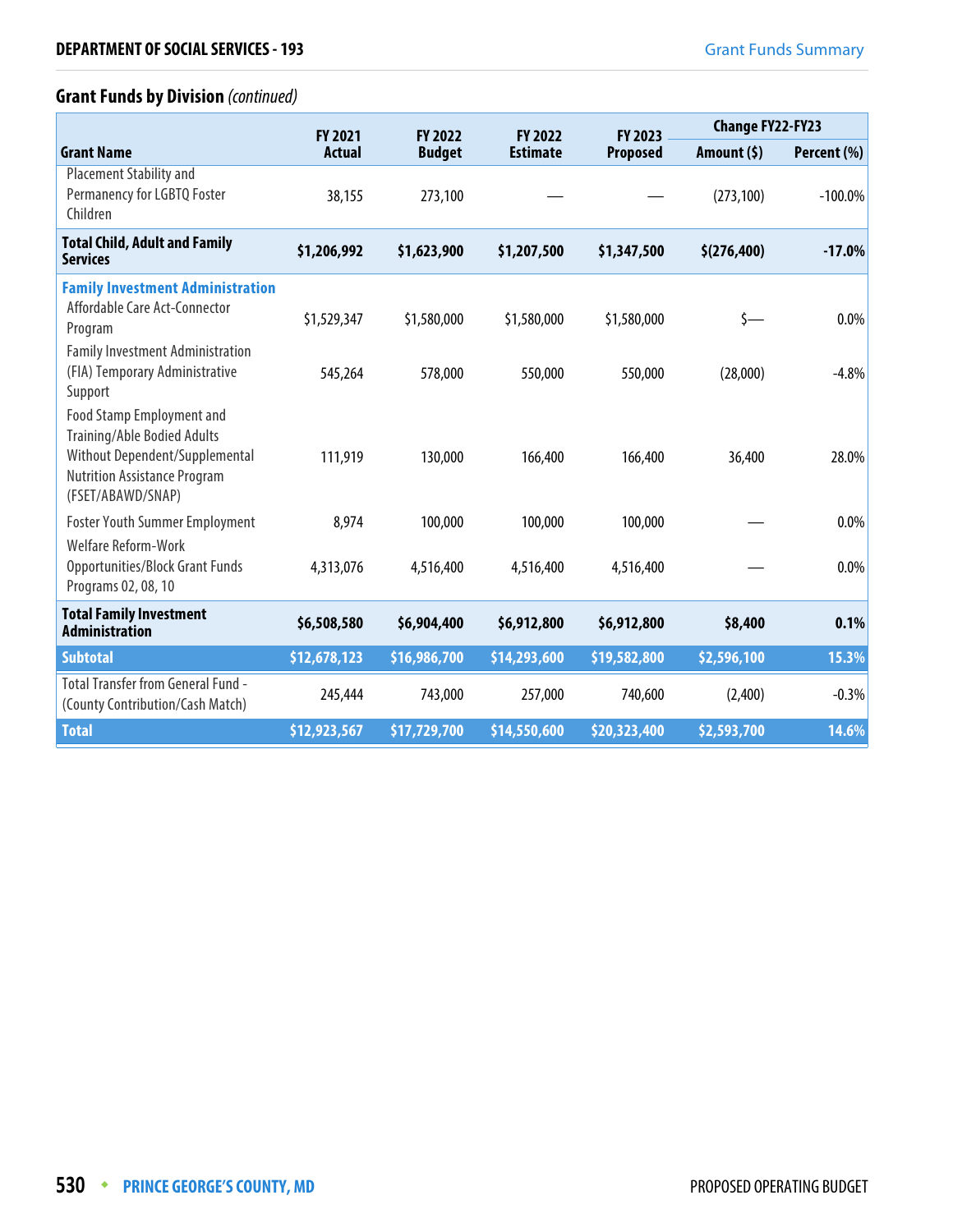## Grant Funds by Division *(continued)*

| Grant Name | FY 2021 Actual | FY 2022 Budget | FY 2022 Estimate | FY 2023 Proposed | Change FY22-FY23 Amount ($) | Change FY22-FY23 Percent (%) |
|---|---|---|---|---|---|---|
| Placement Stability and Permanency for LGBTQ Foster Children | 38,155 | 273,100 | — | — | (273,100) | -100.0% |
| **Total Child, Adult and Family Services** | **$1,206,992** | **$1,623,900** | **$1,207,500** | **$1,347,500** | **$(276,400)** | **-17.0%** |
| **Family Investment Administration** | | | | | | |
| Affordable Care Act-Connector Program | $1,529,347 | $1,580,000 | $1,580,000 | $1,580,000 | $— | 0.0% |
| Family Investment Administration (FIA) Temporary Administrative Support | 545,264 | 578,000 | 550,000 | 550,000 | (28,000) | -4.8% |
| Food Stamp Employment and Training/Able Bodied Adults Without Dependent/Supplemental Nutrition Assistance Program (FSET/ABAWD/SNAP) | 111,919 | 130,000 | 166,400 | 166,400 | 36,400 | 28.0% |
| Foster Youth Summer Employment | 8,974 | 100,000 | 100,000 | 100,000 | — | 0.0% |
| Welfare Reform-Work Opportunities/Block Grant Funds Programs 02, 08, 10 | 4,313,076 | 4,516,400 | 4,516,400 | 4,516,400 | — | 0.0% |
| **Total Family Investment Administration** | **$6,508,580** | **$6,904,400** | **$6,912,800** | **$6,912,800** | **$8,400** | **0.1%** |
| **Subtotal** | **$12,678,123** | **$16,986,700** | **$14,293,600** | **$19,582,800** | **$2,596,100** | **15.3%** |
| Total Transfer from General Fund - (County Contribution/Cash Match) | 245,444 | 743,000 | 257,000 | 740,600 | (2,400) | -0.3% |
| **Total** | **$12,923,567** | **$17,729,700** | **$14,550,600** | **$20,323,400** | **$2,593,700** | **14.6%** |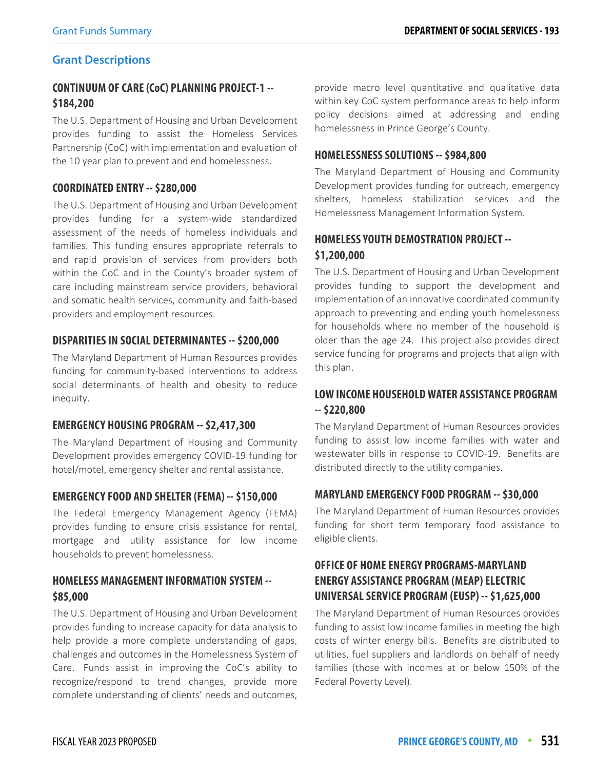## Grant Descriptions

### CONTINUUM OF CARE (CoC) PLANNING PROJECT-1 -- $184,200

The U.S. Department of Housing and Urban Development provides funding to assist the Homeless Services Partnership (CoC) with implementation and evaluation of the 10 year plan to prevent and end homelessness.

### COORDINATED ENTRY -- $280,000

The U.S. Department of Housing and Urban Development provides funding for a system-wide standardized assessment of the needs of homeless individuals and families. This funding ensures appropriate referrals to and rapid provision of services from providers both within the CoC and in the County's broader system of care including mainstream service providers, behavioral and somatic health services, community and faith-based providers and employment resources.

### DISPARITIES IN SOCIAL DETERMINANTES -- $200,000

The Maryland Department of Human Resources provides funding for community-based interventions to address social determinants of health and obesity to reduce inequity.

### EMERGENCY HOUSING PROGRAM -- $2,417,300

The Maryland Department of Housing and Community Development provides emergency COVID-19 funding for hotel/motel, emergency shelter and rental assistance.

### EMERGENCY FOOD AND SHELTER (FEMA) -- $150,000

The Federal Emergency Management Agency (FEMA) provides funding to ensure crisis assistance for rental, mortgage and utility assistance for low income households to prevent homelessness.

### HOMELESS MANAGEMENT INFORMATION SYSTEM -- $85,000

The U.S. Department of Housing and Urban Development provides funding to increase capacity for data analysis to help provide a more complete understanding of gaps, challenges and outcomes in the Homelessness System of Care. Funds assist in improving the CoC's ability to recognize/respond to trend changes, provide more complete understanding of clients' needs and outcomes, provide macro level quantitative and qualitative data within key CoC system performance areas to help inform policy decisions aimed at addressing and ending homelessness in Prince George's County.

### HOMELESSNESS SOLUTIONS -- $984,800

The Maryland Department of Housing and Community Development provides funding for outreach, emergency shelters, homeless stabilization services and the Homelessness Management Information System.

### HOMELESS YOUTH DEMOSTRATION PROJECT -- $1,200,000

The U.S. Department of Housing and Urban Development provides funding to support the development and implementation of an innovative coordinated community approach to preventing and ending youth homelessness for households where no member of the household is older than the age 24. This project also provides direct service funding for programs and projects that align with this plan.

### LOW INCOME HOUSEHOLD WATER ASSISTANCE PROGRAM -- $220,800

The Maryland Department of Human Resources provides funding to assist low income families with water and wastewater bills in response to COVID-19. Benefits are distributed directly to the utility companies.

### MARYLAND EMERGENCY FOOD PROGRAM -- $30,000

The Maryland Department of Human Resources provides funding for short term temporary food assistance to eligible clients.

### OFFICE OF HOME ENERGY PROGRAMS-MARYLAND ENERGY ASSISTANCE PROGRAM (MEAP) ELECTRIC UNIVERSAL SERVICE PROGRAM (EUSP) -- $1,625,000

The Maryland Department of Human Resources provides funding to assist low income families in meeting the high costs of winter energy bills. Benefits are distributed to utilities, fuel suppliers and landlords on behalf of needy families (those with incomes at or below 150% of the Federal Poverty Level).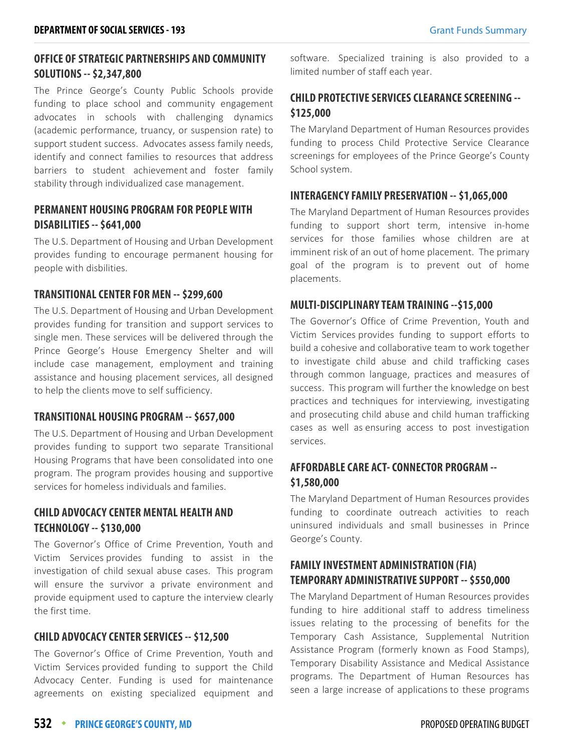## OFFICE OF STRATEGIC PARTNERSHIPS AND COMMUNITY SOLUTIONS -- $2,347,800

The Prince George's County Public Schools provide funding to place school and community engagement advocates in schools with challenging dynamics (academic performance, truancy, or suspension rate) to support student success. Advocates assess family needs, identify and connect families to resources that address barriers to student achievement and foster family stability through individualized case management.

## PERMANENT HOUSING PROGRAM FOR PEOPLE WITH DISABILITIES -- $641,000

The U.S. Department of Housing and Urban Development provides funding to encourage permanent housing for people with disbilities.

## TRANSITIONAL CENTER FOR MEN -- $299,600

The U.S. Department of Housing and Urban Development provides funding for transition and support services to single men. These services will be delivered through the Prince George's House Emergency Shelter and will include case management, employment and training assistance and housing placement services, all designed to help the clients move to self sufficiency.

## TRANSITIONAL HOUSING PROGRAM -- $657,000

The U.S. Department of Housing and Urban Development provides funding to support two separate Transitional Housing Programs that have been consolidated into one program. The program provides housing and supportive services for homeless individuals and families.

## CHILD ADVOCACY CENTER MENTAL HEALTH AND TECHNOLOGY -- $130,000

The Governor's Office of Crime Prevention, Youth and Victim Services provides funding to assist in the investigation of child sexual abuse cases. This program will ensure the survivor a private environment and provide equipment used to capture the interview clearly the first time.

## CHILD ADVOCACY CENTER SERVICES -- $12,500

The Governor's Office of Crime Prevention, Youth and Victim Services provided funding to support the Child Advocacy Center. Funding is used for maintenance agreements on existing specialized equipment and software. Specialized training is also provided to a limited number of staff each year.

## CHILD PROTECTIVE SERVICES CLEARANCE SCREENING -- $125,000

The Maryland Department of Human Resources provides funding to process Child Protective Service Clearance screenings for employees of the Prince George's County School system.

## INTERAGENCY FAMILY PRESERVATION -- $1,065,000

The Maryland Department of Human Resources provides funding to support short term, intensive in-home services for those families whose children are at imminent risk of an out of home placement. The primary goal of the program is to prevent out of home placements.

## MULTI-DISCIPLINARY TEAM TRAINING --$15,000

The Governor's Office of Crime Prevention, Youth and Victim Services provides funding to support efforts to build a cohesive and collaborative team to work together to investigate child abuse and child trafficking cases through common language, practices and measures of success. This program will further the knowledge on best practices and techniques for interviewing, investigating and prosecuting child abuse and child human trafficking cases as well as ensuring access to post investigation services.

## AFFORDABLE CARE ACT- CONNECTOR PROGRAM -- $1,580,000

The Maryland Department of Human Resources provides funding to coordinate outreach activities to reach uninsured individuals and small businesses in Prince George's County.

## FAMILY INVESTMENT ADMINISTRATION (FIA) TEMPORARY ADMINISTRATIVE SUPPORT -- $550,000

The Maryland Department of Human Resources provides funding to hire additional staff to address timeliness issues relating to the processing of benefits for the Temporary Cash Assistance, Supplemental Nutrition Assistance Program (formerly known as Food Stamps), Temporary Disability Assistance and Medical Assistance programs. The Department of Human Resources has seen a large increase of applications to these programs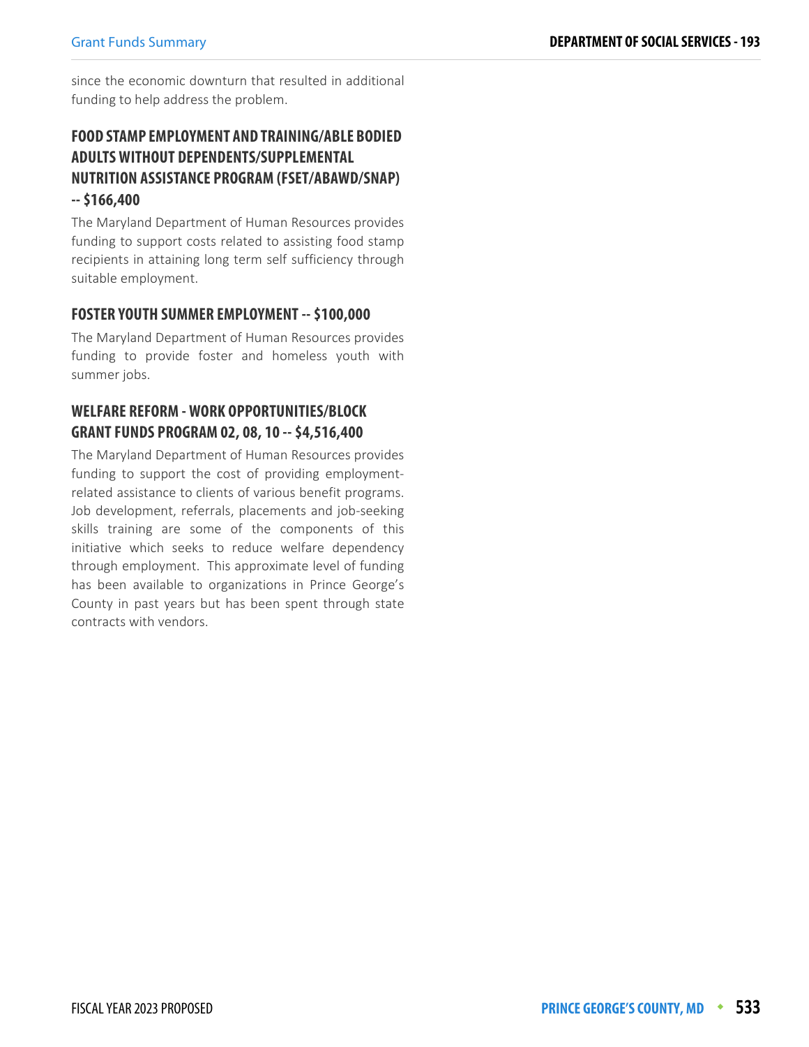since the economic downturn that resulted in additional funding to help address the problem.

### FOOD STAMP EMPLOYMENT AND TRAINING/ABLE BODIED ADULTS WITHOUT DEPENDENTS/SUPPLEMENTAL NUTRITION ASSISTANCE PROGRAM (FSET/ABAWD/SNAP) -- $166,400

The Maryland Department of Human Resources provides funding to support costs related to assisting food stamp recipients in attaining long term self sufficiency through suitable employment.

### FOSTER YOUTH SUMMER EMPLOYMENT -- $100,000

The Maryland Department of Human Resources provides funding to provide foster and homeless youth with summer jobs.

### WELFARE REFORM - WORK OPPORTUNITIES/BLOCK GRANT FUNDS PROGRAM 02, 08, 10 -- $4,516,400

The Maryland Department of Human Resources provides funding to support the cost of providing employment-related assistance to clients of various benefit programs. Job development, referrals, placements and job-seeking skills training are some of the components of this initiative which seeks to reduce welfare dependency through employment. This approximate level of funding has been available to organizations in Prince George's County in past years but has been spent through state contracts with vendors.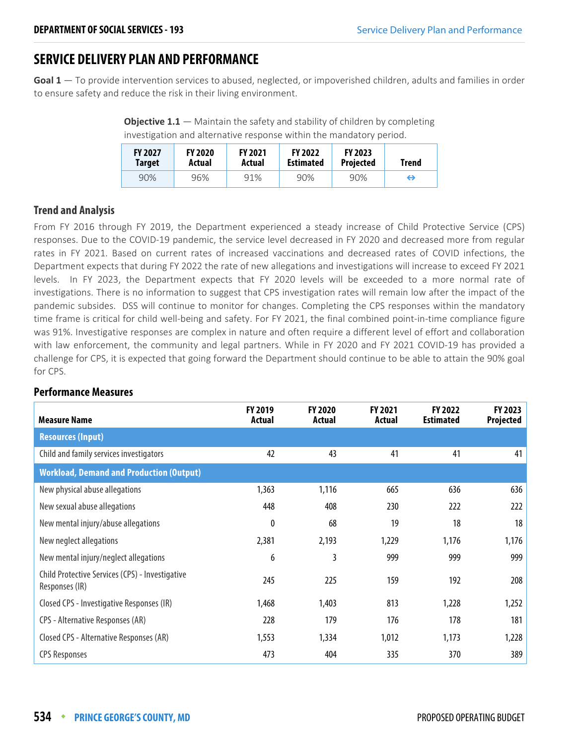# SERVICE DELIVERY PLAN AND PERFORMANCE

**Goal 1** — To provide intervention services to abused, neglected, or impoverished children, adults and families in order to ensure safety and reduce the risk in their living environment.

**Objective 1.1** — Maintain the safety and stability of children by completing investigation and alternative response within the mandatory period.

| FY 2027 Target | FY 2020 Actual | FY 2021 Actual | FY 2022 Estimated | FY 2023 Projected | Trend |
|---|---|---|---|---|---|
| 90% | 96% | 91% | 90% | 90% | ⇔ |

### Trend and Analysis

From FY 2016 through FY 2019, the Department experienced a steady increase of Child Protective Service (CPS) responses. Due to the COVID-19 pandemic, the service level decreased in FY 2020 and decreased more from regular rates in FY 2021. Based on current rates of increased vaccinations and decreased rates of COVID infections, the Department expects that during FY 2022 the rate of new allegations and investigations will increase to exceed FY 2021 levels. In FY 2023, the Department expects that FY 2020 levels will be exceeded to a more normal rate of investigations. There is no information to suggest that CPS investigation rates will remain low after the impact of the pandemic subsides. DSS will continue to monitor for changes. Completing the CPS responses within the mandatory time frame is critical for child well-being and safety. For FY 2021, the final combined point-in-time compliance figure was 91%. Investigative responses are complex in nature and often require a different level of effort and collaboration with law enforcement, the community and legal partners. While in FY 2020 and FY 2021 COVID-19 has provided a challenge for CPS, it is expected that going forward the Department should continue to be able to attain the 90% goal for CPS.

### Performance Measures

| Measure Name | FY 2019 Actual | FY 2020 Actual | FY 2021 Actual | FY 2022 Estimated | FY 2023 Projected |
|---|---|---|---|---|---|
| **Resources (Input)** | | | | | |
| Child and family services investigators | 42 | 43 | 41 | 41 | 41 |
| **Workload, Demand and Production (Output)** | | | | | |
| New physical abuse allegations | 1,363 | 1,116 | 665 | 636 | 636 |
| New sexual abuse allegations | 448 | 408 | 230 | 222 | 222 |
| New mental injury/abuse allegations | 0 | 68 | 19 | 18 | 18 |
| New neglect allegations | 2,381 | 2,193 | 1,229 | 1,176 | 1,176 |
| New mental injury/neglect allegations | 6 | 3 | 999 | 999 | 999 |
| Child Protective Services (CPS) - Investigative Responses (IR) | 245 | 225 | 159 | 192 | 208 |
| Closed CPS - Investigative Responses (IR) | 1,468 | 1,403 | 813 | 1,228 | 1,252 |
| CPS - Alternative Responses (AR) | 228 | 179 | 176 | 178 | 181 |
| Closed CPS - Alternative Responses (AR) | 1,553 | 1,334 | 1,012 | 1,173 | 1,228 |
| CPS Responses | 473 | 404 | 335 | 370 | 389 |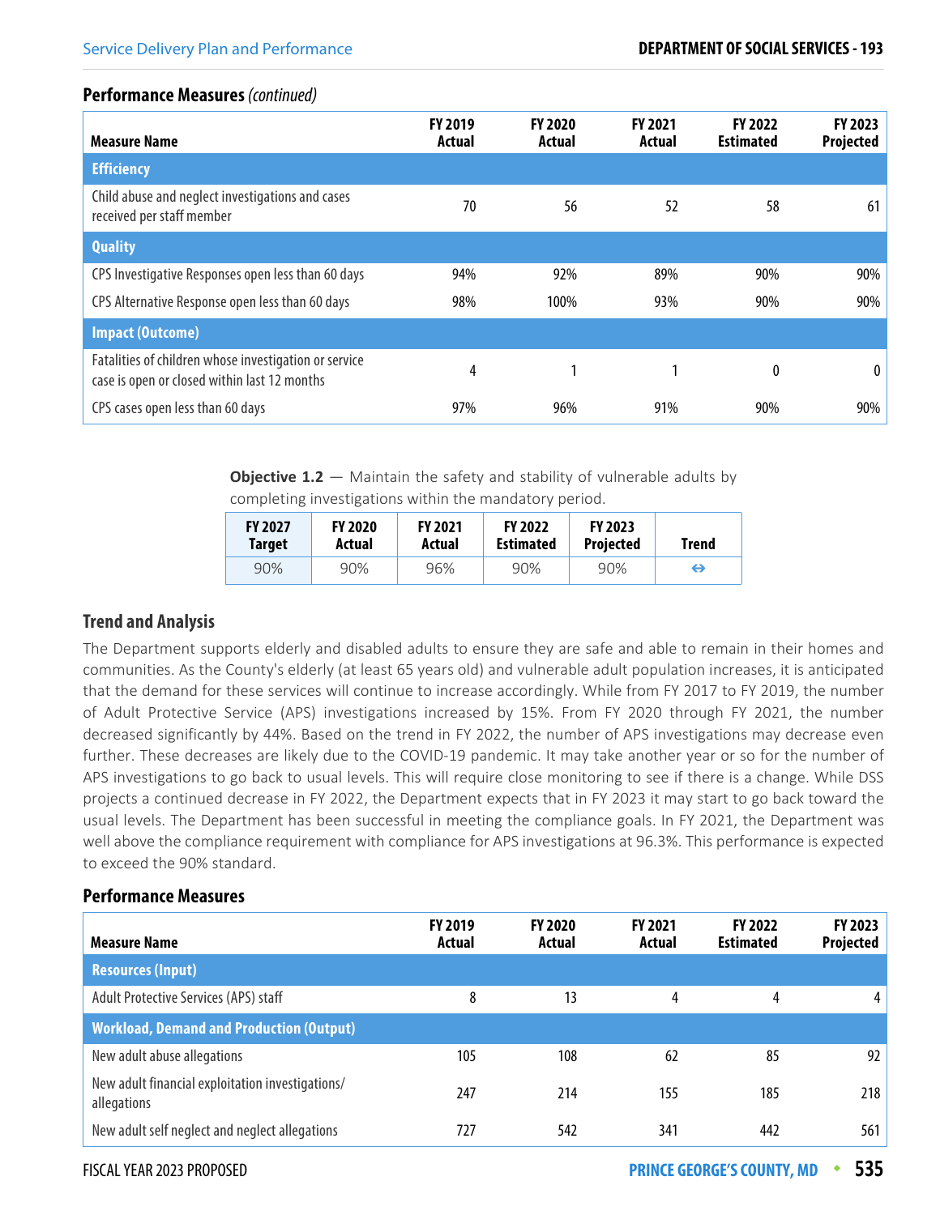### Performance Measures *(continued)*

| Measure Name | FY 2019 Actual | FY 2020 Actual | FY 2021 Actual | FY 2022 Estimated | FY 2023 Projected |
|---|---|---|---|---|---|
| **Efficiency** | | | | | |
| Child abuse and neglect investigations and cases received per staff member | 70 | 56 | 52 | 58 | 61 |
| **Quality** | | | | | |
| CPS Investigative Responses open less than 60 days | 94% | 92% | 89% | 90% | 90% |
| CPS Alternative Response open less than 60 days | 98% | 100% | 93% | 90% | 90% |
| **Impact (Outcome)** | | | | | |
| Fatalities of children whose investigation or service case is open or closed within last 12 months | 4 | 1 | 1 | 0 | 0 |
| CPS cases open less than 60 days | 97% | 96% | 91% | 90% | 90% |

**Objective 1.2** — Maintain the safety and stability of vulnerable adults by completing investigations within the mandatory period.

| FY 2027 Target | FY 2020 Actual | FY 2021 Actual | FY 2022 Estimated | FY 2023 Projected | Trend |
|---|---|---|---|---|---|
| 90% | 90% | 96% | 90% | 90% | ⇔ |

### Trend and Analysis

The Department supports elderly and disabled adults to ensure they are safe and able to remain in their homes and communities. As the County's elderly (at least 65 years old) and vulnerable adult population increases, it is anticipated that the demand for these services will continue to increase accordingly. While from FY 2017 to FY 2019, the number of Adult Protective Service (APS) investigations increased by 15%. From FY 2020 through FY 2021, the number decreased significantly by 44%. Based on the trend in FY 2022, the number of APS investigations may decrease even further. These decreases are likely due to the COVID-19 pandemic. It may take another year or so for the number of APS investigations to go back to usual levels. This will require close monitoring to see if there is a change. While DSS projects a continued decrease in FY 2022, the Department expects that in FY 2023 it may start to go back toward the usual levels. The Department has been successful in meeting the compliance goals. In FY 2021, the Department was well above the compliance requirement with compliance for APS investigations at 96.3%. This performance is expected to exceed the 90% standard.

### Performance Measures

| Measure Name | FY 2019 Actual | FY 2020 Actual | FY 2021 Actual | FY 2022 Estimated | FY 2023 Projected |
|---|---|---|---|---|---|
| **Resources (Input)** | | | | | |
| Adult Protective Services (APS) staff | 8 | 13 | 4 | 4 | 4 |
| **Workload, Demand and Production (Output)** | | | | | |
| New adult abuse allegations | 105 | 108 | 62 | 85 | 92 |
| New adult financial exploitation investigations/ allegations | 247 | 214 | 155 | 185 | 218 |
| New adult self neglect and neglect allegations | 727 | 542 | 341 | 442 | 561 |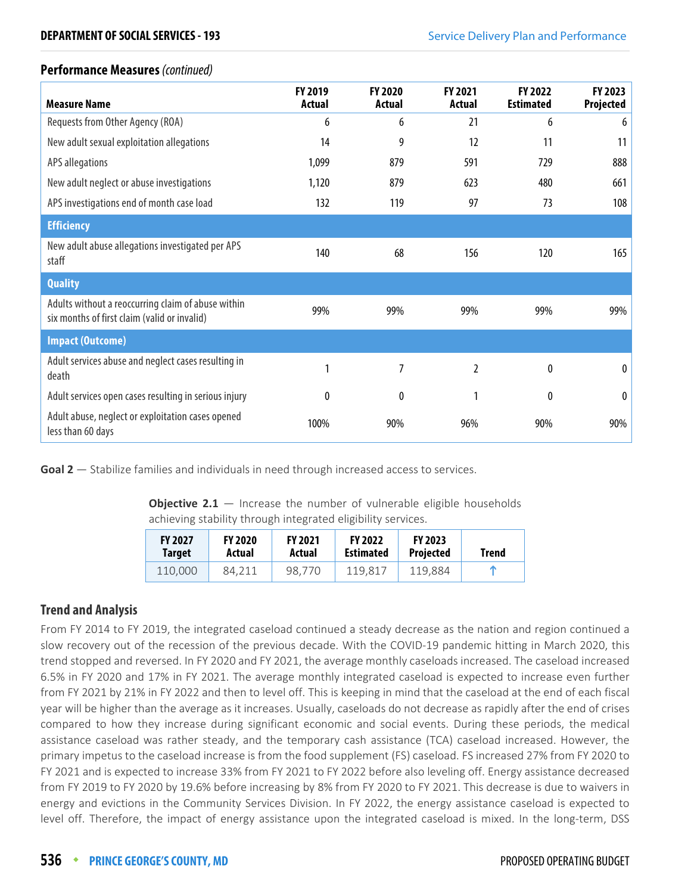### Performance Measures *(continued)*

| Measure Name | FY 2019 Actual | FY 2020 Actual | FY 2021 Actual | FY 2022 Estimated | FY 2023 Projected |
|---|---|---|---|---|---|
| Requests from Other Agency (ROA) | 6 | 6 | 21 | 6 | 6 |
| New adult sexual exploitation allegations | 14 | 9 | 12 | 11 | 11 |
| APS allegations | 1,099 | 879 | 591 | 729 | 888 |
| New adult neglect or abuse investigations | 1,120 | 879 | 623 | 480 | 661 |
| APS investigations end of month case load | 132 | 119 | 97 | 73 | 108 |
| **Efficiency** | | | | | |
| New adult abuse allegations investigated per APS staff | 140 | 68 | 156 | 120 | 165 |
| **Quality** | | | | | |
| Adults without a reoccurring claim of abuse within six months of first claim (valid or invalid) | 99% | 99% | 99% | 99% | 99% |
| **Impact (Outcome)** | | | | | |
| Adult services abuse and neglect cases resulting in death | 1 | 7 | 2 | 0 | 0 |
| Adult services open cases resulting in serious injury | 0 | 0 | 1 | 0 | 0 |
| Adult abuse, neglect or exploitation cases opened less than 60 days | 100% | 90% | 96% | 90% | 90% |

**Goal 2** — Stabilize families and individuals in need through increased access to services.

**Objective 2.1** — Increase the number of vulnerable eligible households achieving stability through integrated eligibility services.

| FY 2027 Target | FY 2020 Actual | FY 2021 Actual | FY 2022 Estimated | FY 2023 Projected | Trend |
|---|---|---|---|---|---|
| 110,000 | 84,211 | 98,770 | 119,817 | 119,884 | ↑ |

### Trend and Analysis

From FY 2014 to FY 2019, the integrated caseload continued a steady decrease as the nation and region continued a slow recovery out of the recession of the previous decade. With the COVID-19 pandemic hitting in March 2020, this trend stopped and reversed. In FY 2020 and FY 2021, the average monthly caseloads increased. The caseload increased 6.5% in FY 2020 and 17% in FY 2021. The average monthly integrated caseload is expected to increase even further from FY 2021 by 21% in FY 2022 and then to level off. This is keeping in mind that the caseload at the end of each fiscal year will be higher than the average as it increases. Usually, caseloads do not decrease as rapidly after the end of crises compared to how they increase during significant economic and social events. During these periods, the medical assistance caseload was rather steady, and the temporary cash assistance (TCA) caseload increased. However, the primary impetus to the caseload increase is from the food supplement (FS) caseload. FS increased 27% from FY 2020 to FY 2021 and is expected to increase 33% from FY 2021 to FY 2022 before also leveling off. Energy assistance decreased from FY 2019 to FY 2020 by 19.6% before increasing by 8% from FY 2020 to FY 2021. This decrease is due to waivers in energy and evictions in the Community Services Division. In FY 2022, the energy assistance caseload is expected to level off. Therefore, the impact of energy assistance upon the integrated caseload is mixed. In the long-term, DSS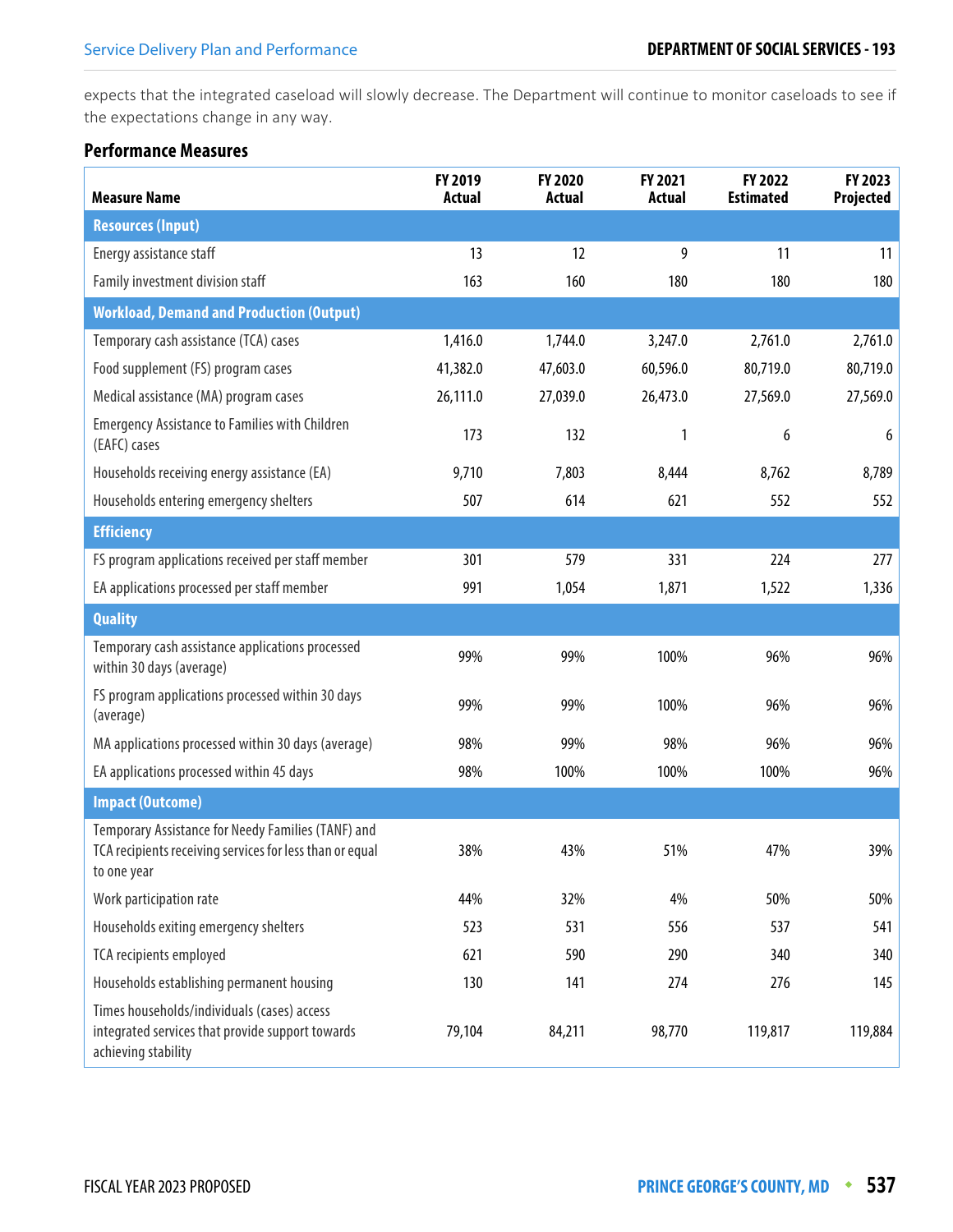expects that the integrated caseload will slowly decrease. The Department will continue to monitor caseloads to see if the expectations change in any way.

### Performance Measures

| Measure Name | FY 2019 Actual | FY 2020 Actual | FY 2021 Actual | FY 2022 Estimated | FY 2023 Projected |
|---|---|---|---|---|---|
| **Resources (Input)** | | | | | |
| Energy assistance staff | 13 | 12 | 9 | 11 | 11 |
| Family investment division staff | 163 | 160 | 180 | 180 | 180 |
| **Workload, Demand and Production (Output)** | | | | | |
| Temporary cash assistance (TCA) cases | 1,416.0 | 1,744.0 | 3,247.0 | 2,761.0 | 2,761.0 |
| Food supplement (FS) program cases | 41,382.0 | 47,603.0 | 60,596.0 | 80,719.0 | 80,719.0 |
| Medical assistance (MA) program cases | 26,111.0 | 27,039.0 | 26,473.0 | 27,569.0 | 27,569.0 |
| Emergency Assistance to Families with Children (EAFC) cases | 173 | 132 | 1 | 6 | 6 |
| Households receiving energy assistance (EA) | 9,710 | 7,803 | 8,444 | 8,762 | 8,789 |
| Households entering emergency shelters | 507 | 614 | 621 | 552 | 552 |
| **Efficiency** | | | | | |
| FS program applications received per staff member | 301 | 579 | 331 | 224 | 277 |
| EA applications processed per staff member | 991 | 1,054 | 1,871 | 1,522 | 1,336 |
| **Quality** | | | | | |
| Temporary cash assistance applications processed within 30 days (average) | 99% | 99% | 100% | 96% | 96% |
| FS program applications processed within 30 days (average) | 99% | 99% | 100% | 96% | 96% |
| MA applications processed within 30 days (average) | 98% | 99% | 98% | 96% | 96% |
| EA applications processed within 45 days | 98% | 100% | 100% | 100% | 96% |
| **Impact (Outcome)** | | | | | |
| Temporary Assistance for Needy Families (TANF) and TCA recipients receiving services for less than or equal to one year | 38% | 43% | 51% | 47% | 39% |
| Work participation rate | 44% | 32% | 4% | 50% | 50% |
| Households exiting emergency shelters | 523 | 531 | 556 | 537 | 541 |
| TCA recipients employed | 621 | 590 | 290 | 340 | 340 |
| Households establishing permanent housing | 130 | 141 | 274 | 276 | 145 |
| Times households/individuals (cases) access integrated services that provide support towards achieving stability | 79,104 | 84,211 | 98,770 | 119,817 | 119,884 |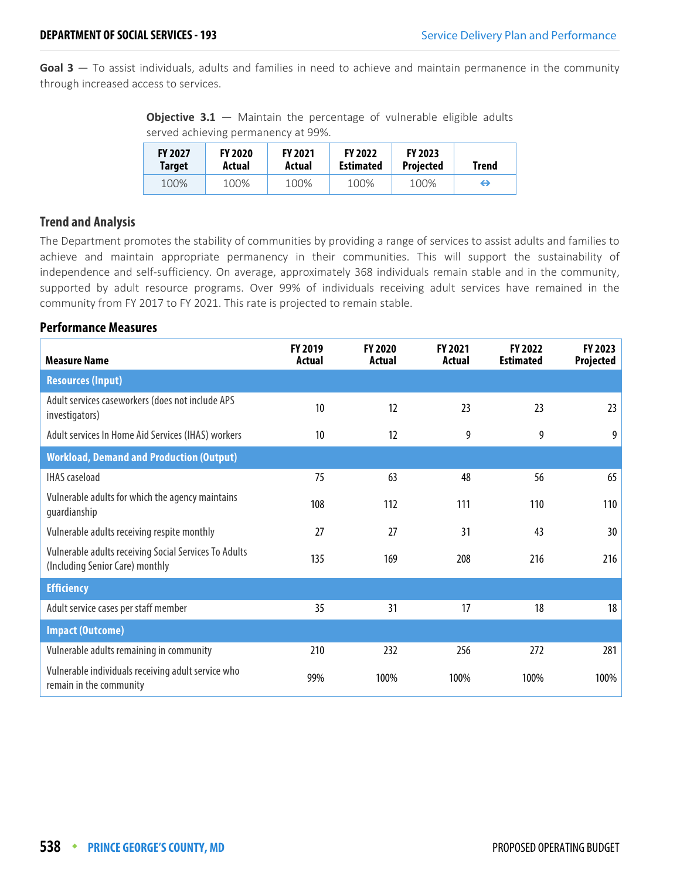**Goal 3** — To assist individuals, adults and families in need to achieve and maintain permanence in the community through increased access to services.

**Objective 3.1** — Maintain the percentage of vulnerable eligible adults served achieving permanency at 99%.

| FY 2027 Target | FY 2020 Actual | FY 2021 Actual | FY 2022 Estimated | FY 2023 Projected | Trend |
|---|---|---|---|---|---|
| 100% | 100% | 100% | 100% | 100% | ⇔ |

## Trend and Analysis

The Department promotes the stability of communities by providing a range of services to assist adults and families to achieve and maintain appropriate permanency in their communities. This will support the sustainability of independence and self-sufficiency. On average, approximately 368 individuals remain stable and in the community, supported by adult resource programs. Over 99% of individuals receiving adult services have remained in the community from FY 2017 to FY 2021. This rate is projected to remain stable.

## Performance Measures

| Measure Name | FY 2019 Actual | FY 2020 Actual | FY 2021 Actual | FY 2022 Estimated | FY 2023 Projected |
|---|---|---|---|---|---|
| **Resources (Input)** | | | | | |
| Adult services caseworkers (does not include APS investigators) | 10 | 12 | 23 | 23 | 23 |
| Adult services In Home Aid Services (IHAS) workers | 10 | 12 | 9 | 9 | 9 |
| **Workload, Demand and Production (Output)** | | | | | |
| IHAS caseload | 75 | 63 | 48 | 56 | 65 |
| Vulnerable adults for which the agency maintains guardianship | 108 | 112 | 111 | 110 | 110 |
| Vulnerable adults receiving respite monthly | 27 | 27 | 31 | 43 | 30 |
| Vulnerable adults receiving Social Services To Adults (Including Senior Care) monthly | 135 | 169 | 208 | 216 | 216 |
| **Efficiency** | | | | | |
| Adult service cases per staff member | 35 | 31 | 17 | 18 | 18 |
| **Impact (Outcome)** | | | | | |
| Vulnerable adults remaining in community | 210 | 232 | 256 | 272 | 281 |
| Vulnerable individuals receiving adult service who remain in the community | 99% | 100% | 100% | 100% | 100% |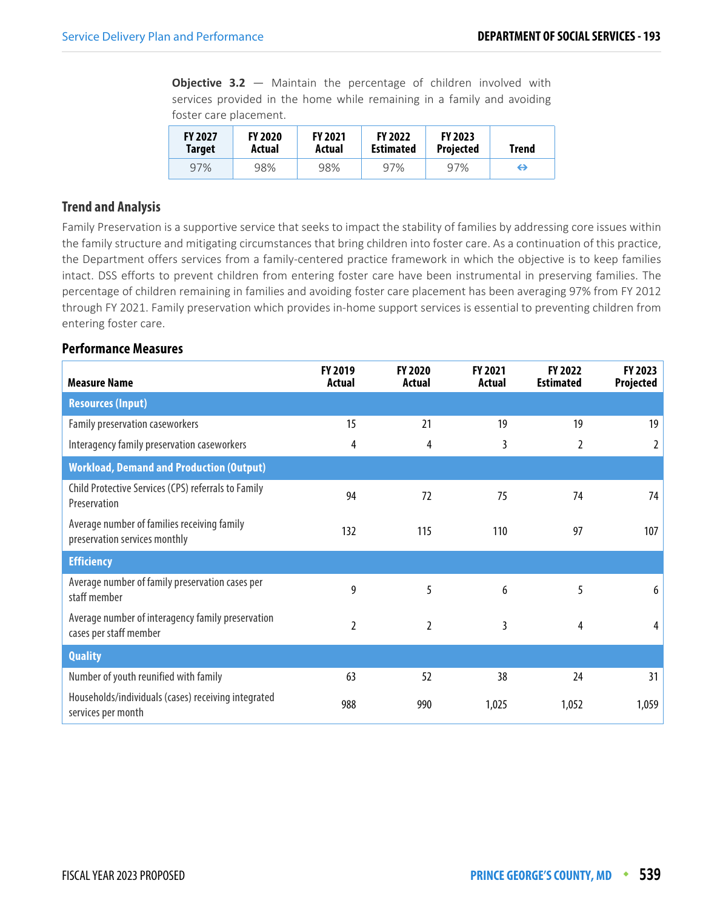**Objective 3.2** — Maintain the percentage of children involved with services provided in the home while remaining in a family and avoiding foster care placement.

| FY 2027 Target | FY 2020 Actual | FY 2021 Actual | FY 2022 Estimated | FY 2023 Projected | Trend |
|---|---|---|---|---|---|
| 97% | 98% | 98% | 97% | 97% | ⇔ |

### Trend and Analysis

Family Preservation is a supportive service that seeks to impact the stability of families by addressing core issues within the family structure and mitigating circumstances that bring children into foster care. As a continuation of this practice, the Department offers services from a family-centered practice framework in which the objective is to keep families intact. DSS efforts to prevent children from entering foster care have been instrumental in preserving families. The percentage of children remaining in families and avoiding foster care placement has been averaging 97% from FY 2012 through FY 2021. Family preservation which provides in-home support services is essential to preventing children from entering foster care.

### Performance Measures

| Measure Name | FY 2019 Actual | FY 2020 Actual | FY 2021 Actual | FY 2022 Estimated | FY 2023 Projected |
|---|---|---|---|---|---|
| **Resources (Input)** | | | | | |
| Family preservation caseworkers | 15 | 21 | 19 | 19 | 19 |
| Interagency family preservation caseworkers | 4 | 4 | 3 | 2 | 2 |
| **Workload, Demand and Production (Output)** | | | | | |
| Child Protective Services (CPS) referrals to Family Preservation | 94 | 72 | 75 | 74 | 74 |
| Average number of families receiving family preservation services monthly | 132 | 115 | 110 | 97 | 107 |
| **Efficiency** | | | | | |
| Average number of family preservation cases per staff member | 9 | 5 | 6 | 5 | 6 |
| Average number of interagency family preservation cases per staff member | 2 | 2 | 3 | 4 | 4 |
| **Quality** | | | | | |
| Number of youth reunified with family | 63 | 52 | 38 | 24 | 31 |
| Households/individuals (cases) receiving integrated services per month | 988 | 990 | 1,025 | 1,052 | 1,059 |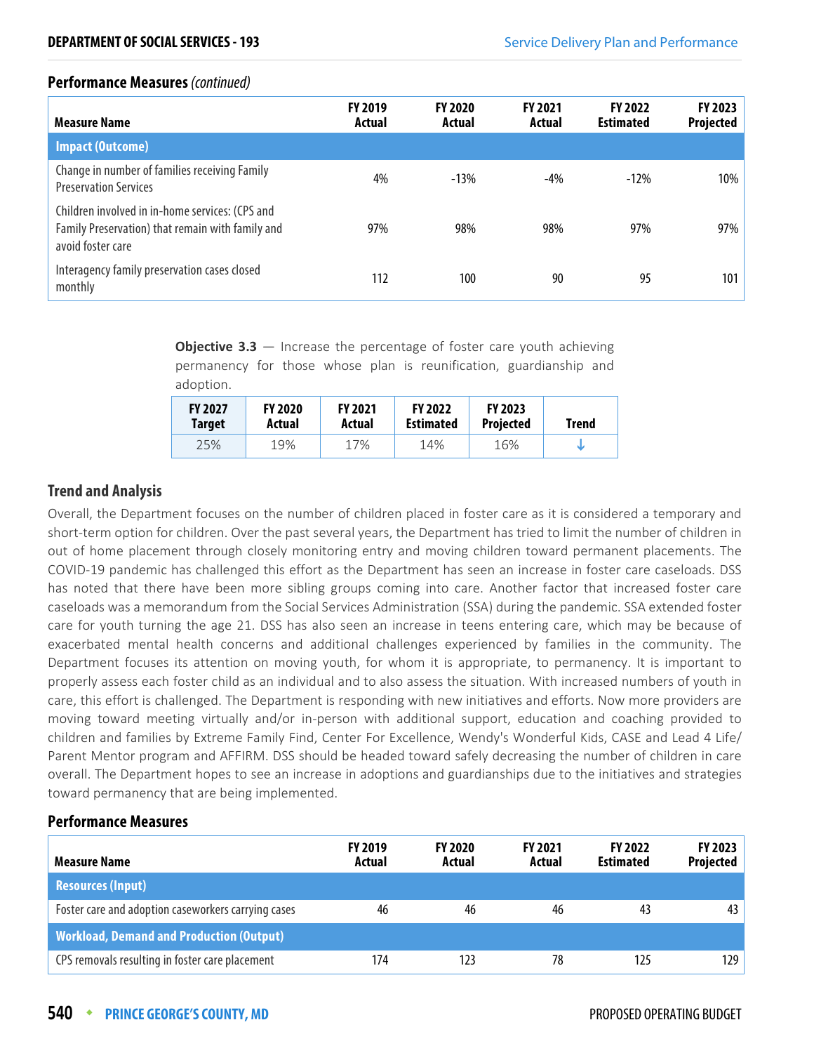## Performance Measures *(continued)*

| Measure Name | FY 2019 Actual | FY 2020 Actual | FY 2021 Actual | FY 2022 Estimated | FY 2023 Projected |
|---|---|---|---|---|---|
| **Impact (Outcome)** | | | | | |
| Change in number of families receiving Family Preservation Services | 4% | -13% | -4% | -12% | 10% |
| Children involved in in-home services: (CPS and Family Preservation) that remain with family and avoid foster care | 97% | 98% | 98% | 97% | 97% |
| Interagency family preservation cases closed monthly | 112 | 100 | 90 | 95 | 101 |

**Objective 3.3** — Increase the percentage of foster care youth achieving permanency for those whose plan is reunification, guardianship and adoption.

| FY 2027 Target | FY 2020 Actual | FY 2021 Actual | FY 2022 Estimated | FY 2023 Projected | Trend |
|---|---|---|---|---|---|
| 25% | 19% | 17% | 14% | 16% | ↓ |

## Trend and Analysis

Overall, the Department focuses on the number of children placed in foster care as it is considered a temporary and short-term option for children. Over the past several years, the Department has tried to limit the number of children in out of home placement through closely monitoring entry and moving children toward permanent placements. The COVID-19 pandemic has challenged this effort as the Department has seen an increase in foster care caseloads. DSS has noted that there have been more sibling groups coming into care. Another factor that increased foster care caseloads was a memorandum from the Social Services Administration (SSA) during the pandemic. SSA extended foster care for youth turning the age 21. DSS has also seen an increase in teens entering care, which may be because of exacerbated mental health concerns and additional challenges experienced by families in the community. The Department focuses its attention on moving youth, for whom it is appropriate, to permanency. It is important to properly assess each foster child as an individual and to also assess the situation. With increased numbers of youth in care, this effort is challenged. The Department is responding with new initiatives and efforts. Now more providers are moving toward meeting virtually and/or in-person with additional support, education and coaching provided to children and families by Extreme Family Find, Center For Excellence, Wendy's Wonderful Kids, CASE and Lead 4 Life/ Parent Mentor program and AFFIRM. DSS should be headed toward safely decreasing the number of children in care overall. The Department hopes to see an increase in adoptions and guardianships due to the initiatives and strategies toward permanency that are being implemented.

## Performance Measures

| Measure Name | FY 2019 Actual | FY 2020 Actual | FY 2021 Actual | FY 2022 Estimated | FY 2023 Projected |
|---|---|---|---|---|---|
| **Resources (Input)** | | | | | |
| Foster care and adoption caseworkers carrying cases | 46 | 46 | 46 | 43 | 43 |
| **Workload, Demand and Production (Output)** | | | | | |
| CPS removals resulting in foster care placement | 174 | 123 | 78 | 125 | 129 |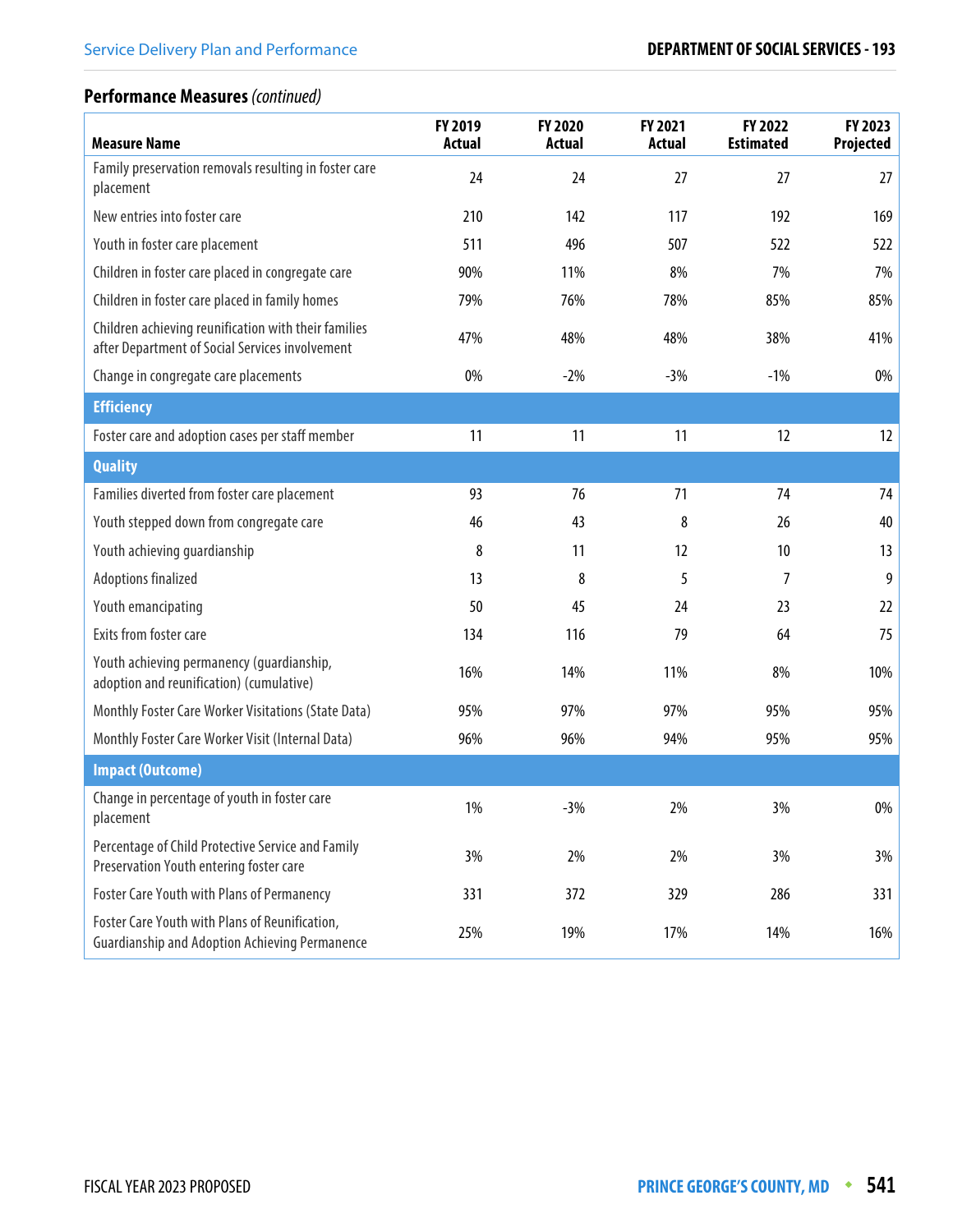## Performance Measures *(continued)*

| Measure Name | FY 2019 Actual | FY 2020 Actual | FY 2021 Actual | FY 2022 Estimated | FY 2023 Projected |
|---|---|---|---|---|---|
| Family preservation removals resulting in foster care placement | 24 | 24 | 27 | 27 | 27 |
| New entries into foster care | 210 | 142 | 117 | 192 | 169 |
| Youth in foster care placement | 511 | 496 | 507 | 522 | 522 |
| Children in foster care placed in congregate care | 90% | 11% | 8% | 7% | 7% |
| Children in foster care placed in family homes | 79% | 76% | 78% | 85% | 85% |
| Children achieving reunification with their families after Department of Social Services involvement | 47% | 48% | 48% | 38% | 41% |
| Change in congregate care placements | 0% | -2% | -3% | -1% | 0% |
| **Efficiency** | | | | | |
| Foster care and adoption cases per staff member | 11 | 11 | 11 | 12 | 12 |
| **Quality** | | | | | |
| Families diverted from foster care placement | 93 | 76 | 71 | 74 | 74 |
| Youth stepped down from congregate care | 46 | 43 | 8 | 26 | 40 |
| Youth achieving guardianship | 8 | 11 | 12 | 10 | 13 |
| Adoptions finalized | 13 | 8 | 5 | 7 | 9 |
| Youth emancipating | 50 | 45 | 24 | 23 | 22 |
| Exits from foster care | 134 | 116 | 79 | 64 | 75 |
| Youth achieving permanency (guardianship, adoption and reunification) (cumulative) | 16% | 14% | 11% | 8% | 10% |
| Monthly Foster Care Worker Visitations (State Data) | 95% | 97% | 97% | 95% | 95% |
| Monthly Foster Care Worker Visit (Internal Data) | 96% | 96% | 94% | 95% | 95% |
| **Impact (Outcome)** | | | | | |
| Change in percentage of youth in foster care placement | 1% | -3% | 2% | 3% | 0% |
| Percentage of Child Protective Service and Family Preservation Youth entering foster care | 3% | 2% | 2% | 3% | 3% |
| Foster Care Youth with Plans of Permanency | 331 | 372 | 329 | 286 | 331 |
| Foster Care Youth with Plans of Reunification, Guardianship and Adoption Achieving Permanence | 25% | 19% | 17% | 14% | 16% |